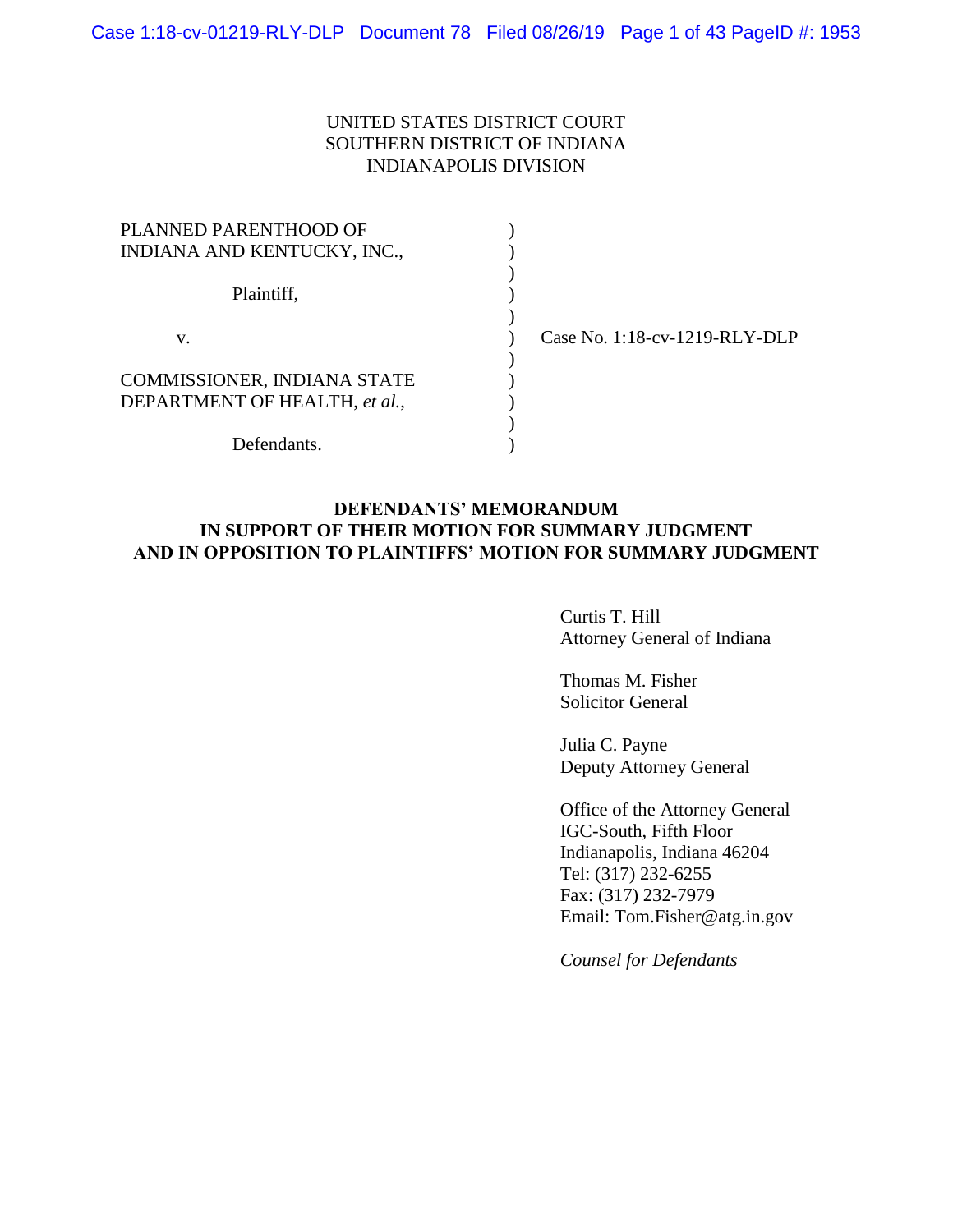UNITED STATES DISTRICT COURT
SOUTHERN DISTRICT OF INDIANA
INDIANAPOLIS DIVISION

| | | |
|---|---|---|
| PLANNED PARENTHOOD OF INDIANA AND KENTUCKY, INC., | ) | |
| Plaintiff, | ) | |
| v. | ) | Case No. 1:18-cv-1219-RLY-DLP |
| COMMISSIONER, INDIANA STATE DEPARTMENT OF HEALTH, *et al.*, | ) | |
| Defendants. | ) | |

**DEFENDANTS' MEMORANDUM**
**IN SUPPORT OF THEIR MOTION FOR SUMMARY JUDGMENT**
**AND IN OPPOSITION TO PLAINTIFFS' MOTION FOR SUMMARY JUDGMENT**

Curtis T. Hill
Attorney General of Indiana

Thomas M. Fisher
Solicitor General

Julia C. Payne
Deputy Attorney General

Office of the Attorney General
IGC-South, Fifth Floor
Indianapolis, Indiana 46204
Tel: (317) 232-6255
Fax: (317) 232-7979
Email: Tom.Fisher@atg.in.gov

*Counsel for Defendants*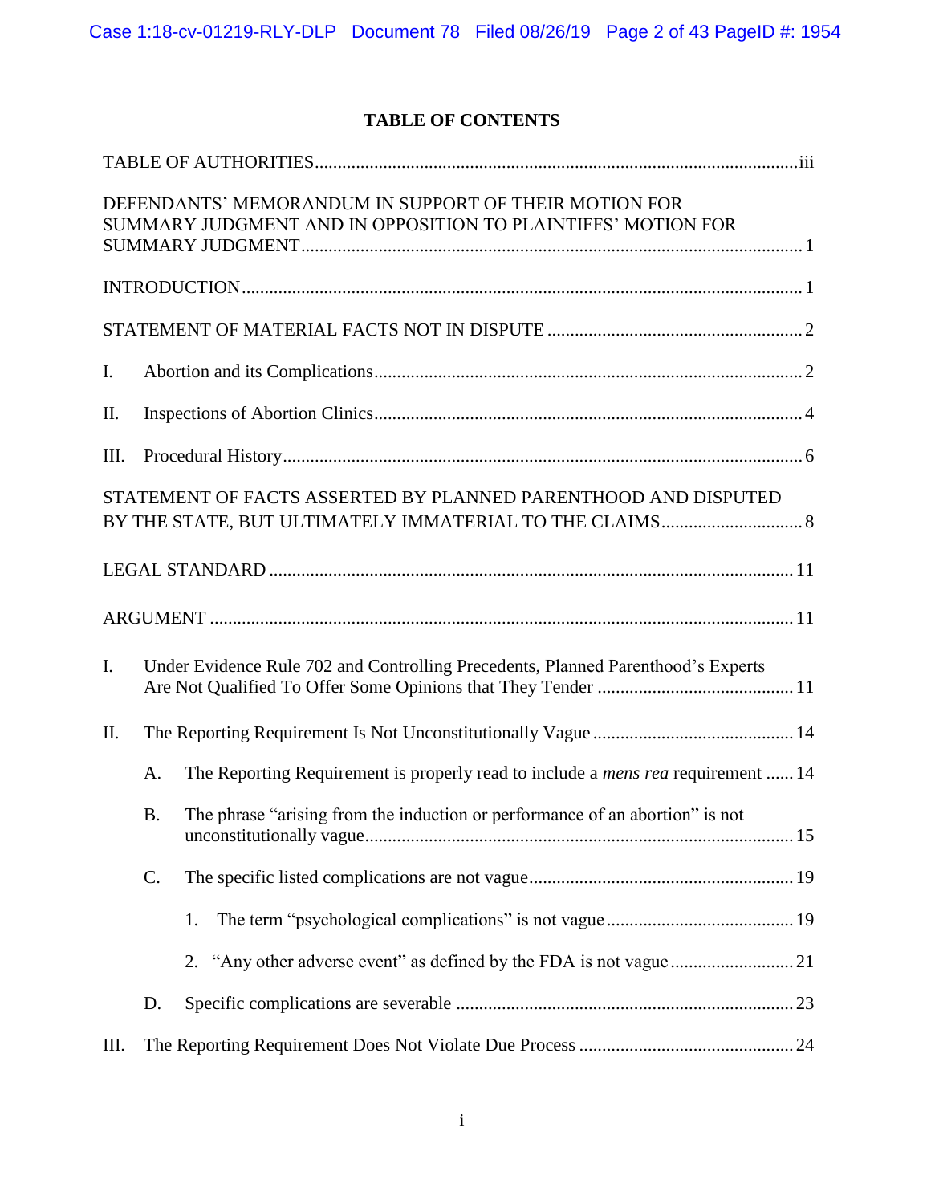## TABLE OF CONTENTS

TABLE OF AUTHORITIES ........................................................................................................ iii

DEFENDANTS' MEMORANDUM IN SUPPORT OF THEIR MOTION FOR SUMMARY JUDGMENT AND IN OPPOSITION TO PLAINTIFFS' MOTION FOR SUMMARY JUDGMENT ........................................................................................................ 1

INTRODUCTION ........................................................................................................ 1

STATEMENT OF MATERIAL FACTS NOT IN DISPUTE ........................................................ 2

I. Abortion and its Complications ........................................................................................................ 2

II. Inspections of Abortion Clinics ........................................................................................................ 4

III. Procedural History ........................................................................................................ 6

STATEMENT OF FACTS ASSERTED BY PLANNED PARENTHOOD AND DISPUTED BY THE STATE, BUT ULTIMATELY IMMATERIAL TO THE CLAIMS ........................................ 8

LEGAL STANDARD ........................................................................................................ 11

ARGUMENT ........................................................................................................ 11

I. Under Evidence Rule 702 and Controlling Precedents, Planned Parenthood's Experts Are Not Qualified To Offer Some Opinions that They Tender ........................................ 11

II. The Reporting Requirement Is Not Unconstitutionally Vague ........................................ 14

  A. The Reporting Requirement is properly read to include a *mens rea* requirement ...... 14

  B. The phrase "arising from the induction or performance of an abortion" is not unconstitutionally vague ........................................................................................................ 15

  C. The specific listed complications are not vague ........................................................ 19

    1. The term "psychological complications" is not vague ........................................ 19

    2. "Any other adverse event" as defined by the FDA is not vague ........................................ 21

  D. Specific complications are severable ........................................................................................................ 23

III. The Reporting Requirement Does Not Violate Due Process ........................................ 24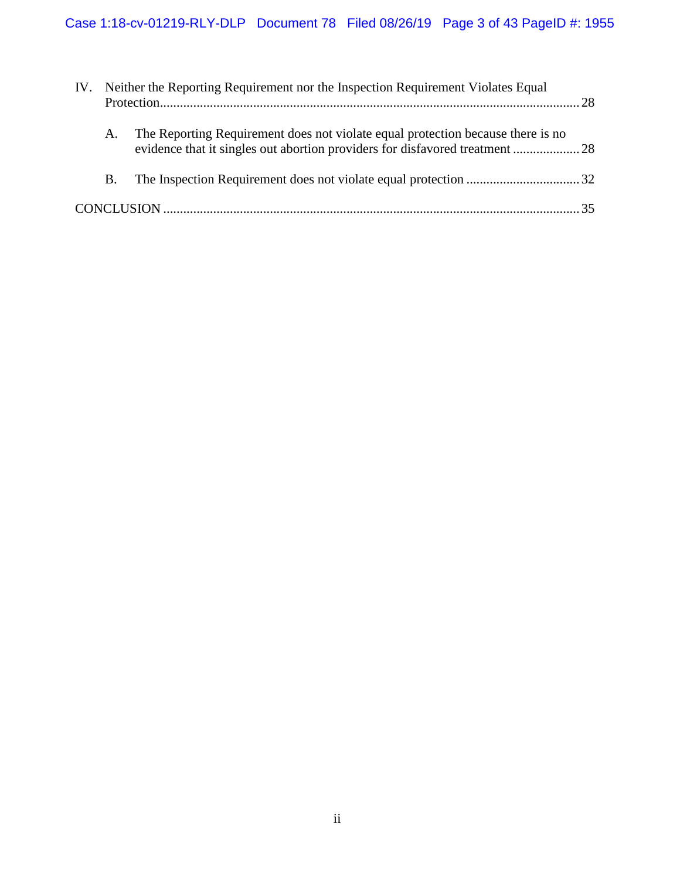IV. Neither the Reporting Requirement nor the Inspection Requirement Violates Equal Protection.......................................................................................................................28

A. The Reporting Requirement does not violate equal protection because there is no evidence that it singles out abortion providers for disfavored treatment ....................28

B. The Inspection Requirement does not violate equal protection ..................................32

CONCLUSION ............................................................................................................................35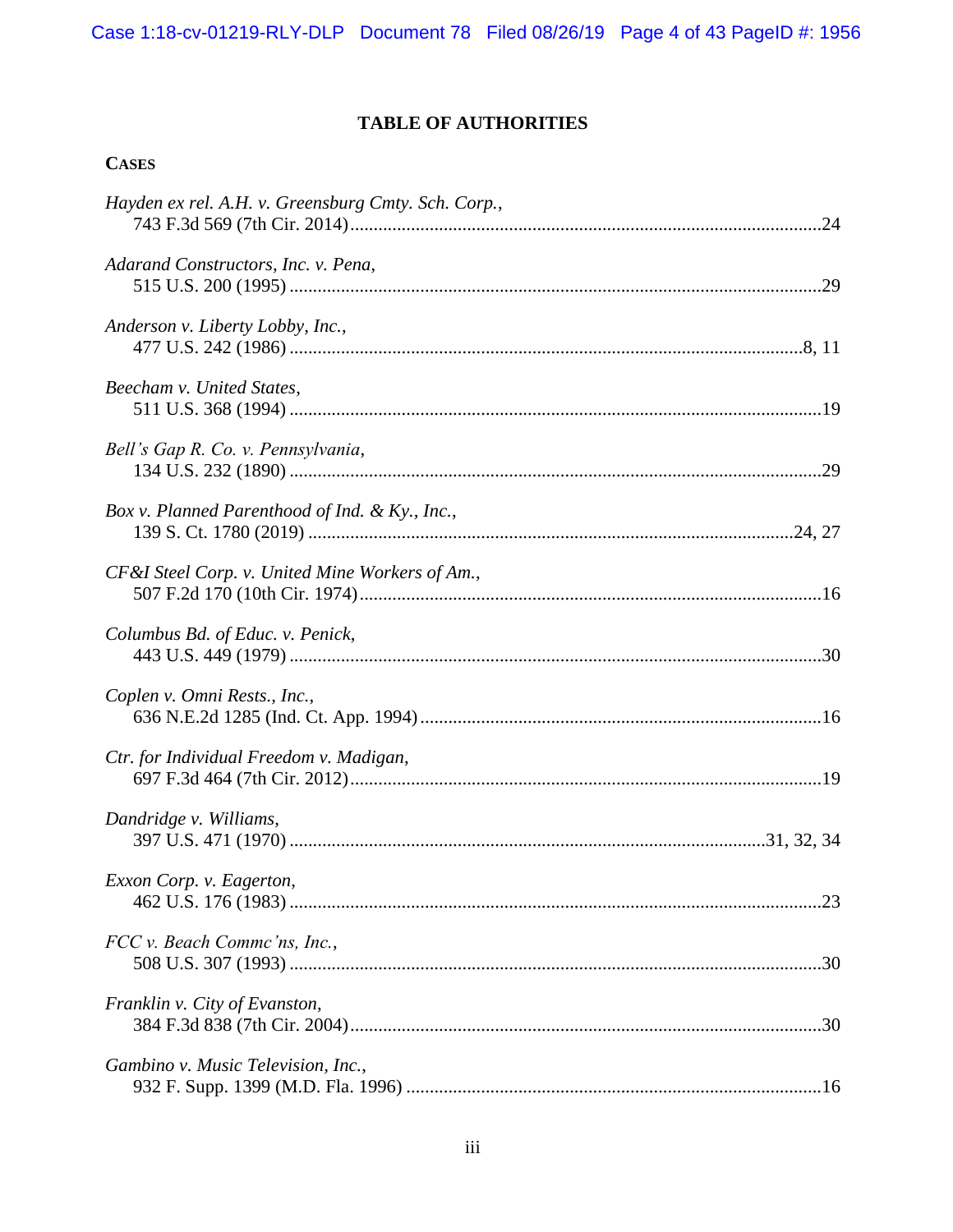# TABLE OF AUTHORITIES

**CASES**

*Hayden ex rel. A.H. v. Greensburg Cmty. Sch. Corp.*,
743 F.3d 569 (7th Cir. 2014) ....................24

*Adarand Constructors, Inc. v. Pena*,
515 U.S. 200 (1995) ....................29

*Anderson v. Liberty Lobby, Inc.*,
477 U.S. 242 (1986) ....................8, 11

*Beecham v. United States*,
511 U.S. 368 (1994) ....................19

*Bell's Gap R. Co. v. Pennsylvania*,
134 U.S. 232 (1890) ....................29

*Box v. Planned Parenthood of Ind. & Ky., Inc.*,
139 S. Ct. 1780 (2019) ....................24, 27

*CF&I Steel Corp. v. United Mine Workers of Am.*,
507 F.2d 170 (10th Cir. 1974) ....................16

*Columbus Bd. of Educ. v. Penick*,
443 U.S. 449 (1979) ....................30

*Coplen v. Omni Rests., Inc.*,
636 N.E.2d 1285 (Ind. Ct. App. 1994) ....................16

*Ctr. for Individual Freedom v. Madigan*,
697 F.3d 464 (7th Cir. 2012) ....................19

*Dandridge v. Williams*,
397 U.S. 471 (1970) ....................31, 32, 34

*Exxon Corp. v. Eagerton*,
462 U.S. 176 (1983) ....................23

*FCC v. Beach Commc'ns, Inc.*,
508 U.S. 307 (1993) ....................30

*Franklin v. City of Evanston*,
384 F.3d 838 (7th Cir. 2004) ....................30

*Gambino v. Music Television, Inc.*,
932 F. Supp. 1399 (M.D. Fla. 1996) ....................16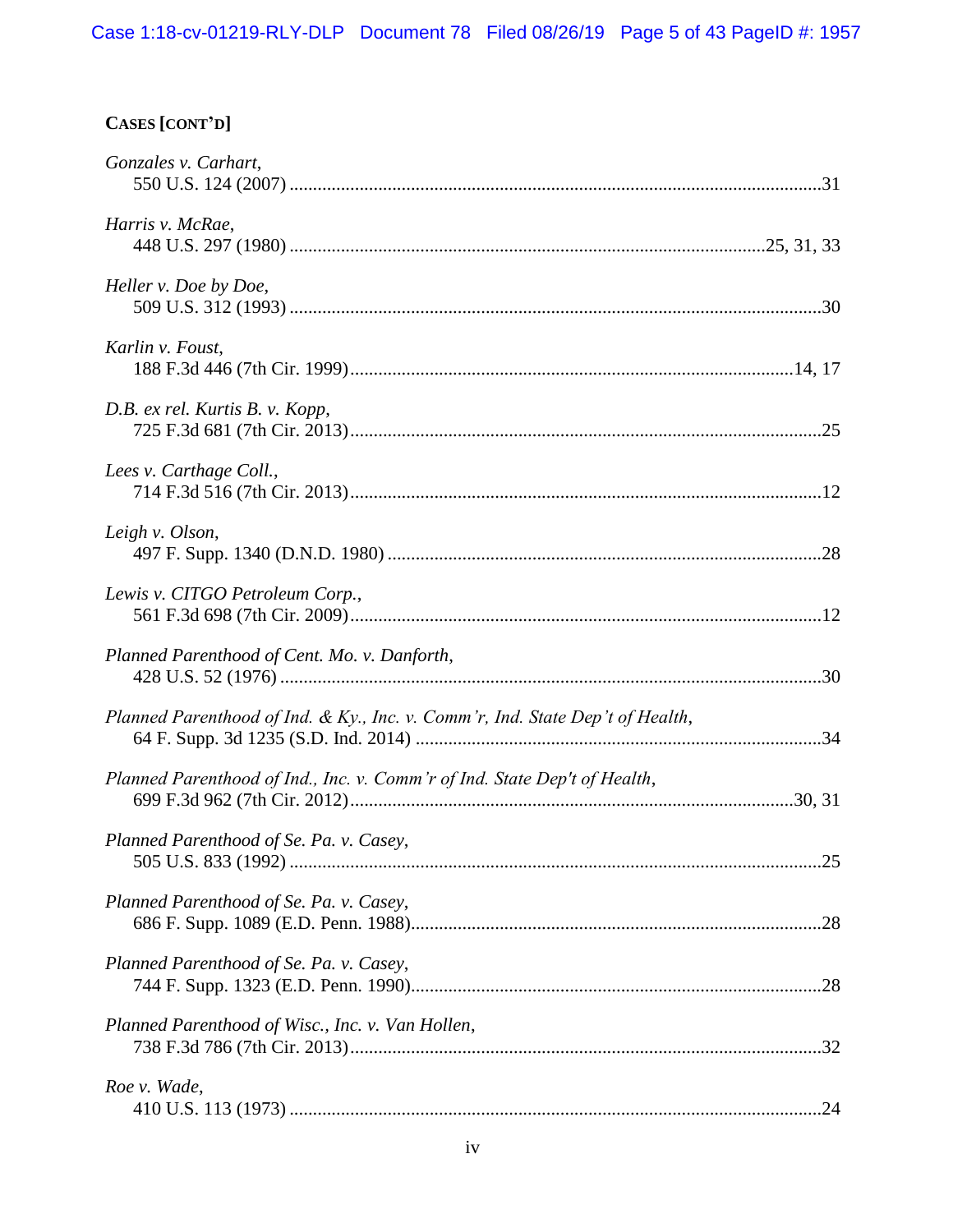**CASES [CONT'D]**

*Gonzales v. Carhart*,
550 U.S. 124 (2007) ........................................................................................................31

*Harris v. McRae*,
448 U.S. 297 (1980) ..........................................................................................25, 31, 33

*Heller v. Doe by Doe*,
509 U.S. 312 (1993) ........................................................................................................30

*Karlin v. Foust*,
188 F.3d 446 (7th Cir. 1999)....................................................................................14, 17

*D.B. ex rel. Kurtis B. v. Kopp*,
725 F.3d 681 (7th Cir. 2013)..........................................................................................25

*Lees v. Carthage Coll.*,
714 F.3d 516 (7th Cir. 2013)..........................................................................................12

*Leigh v. Olson*,
497 F. Supp. 1340 (D.N.D. 1980) ..................................................................................28

*Lewis v. CITGO Petroleum Corp.*,
561 F.3d 698 (7th Cir. 2009)..........................................................................................12

*Planned Parenthood of Cent. Mo. v. Danforth*,
428 U.S. 52 (1976) ..........................................................................................................30

*Planned Parenthood of Ind. & Ky., Inc. v. Comm'r, Ind. State Dep't of Health*,
64 F. Supp. 3d 1235 (S.D. Ind. 2014) ............................................................................34

*Planned Parenthood of Ind., Inc. v. Comm'r of Ind. State Dep't of Health*,
699 F.3d 962 (7th Cir. 2012)....................................................................................30, 31

*Planned Parenthood of Se. Pa. v. Casey*,
505 U.S. 833 (1992) ........................................................................................................25

*Planned Parenthood of Se. Pa. v. Casey*,
686 F. Supp. 1089 (E.D. Penn. 1988).............................................................................28

*Planned Parenthood of Se. Pa. v. Casey*,
744 F. Supp. 1323 (E.D. Penn. 1990).............................................................................28

*Planned Parenthood of Wisc., Inc. v. Van Hollen*,
738 F.3d 786 (7th Cir. 2013)..........................................................................................32

*Roe v. Wade*,
410 U.S. 113 (1973) ........................................................................................................24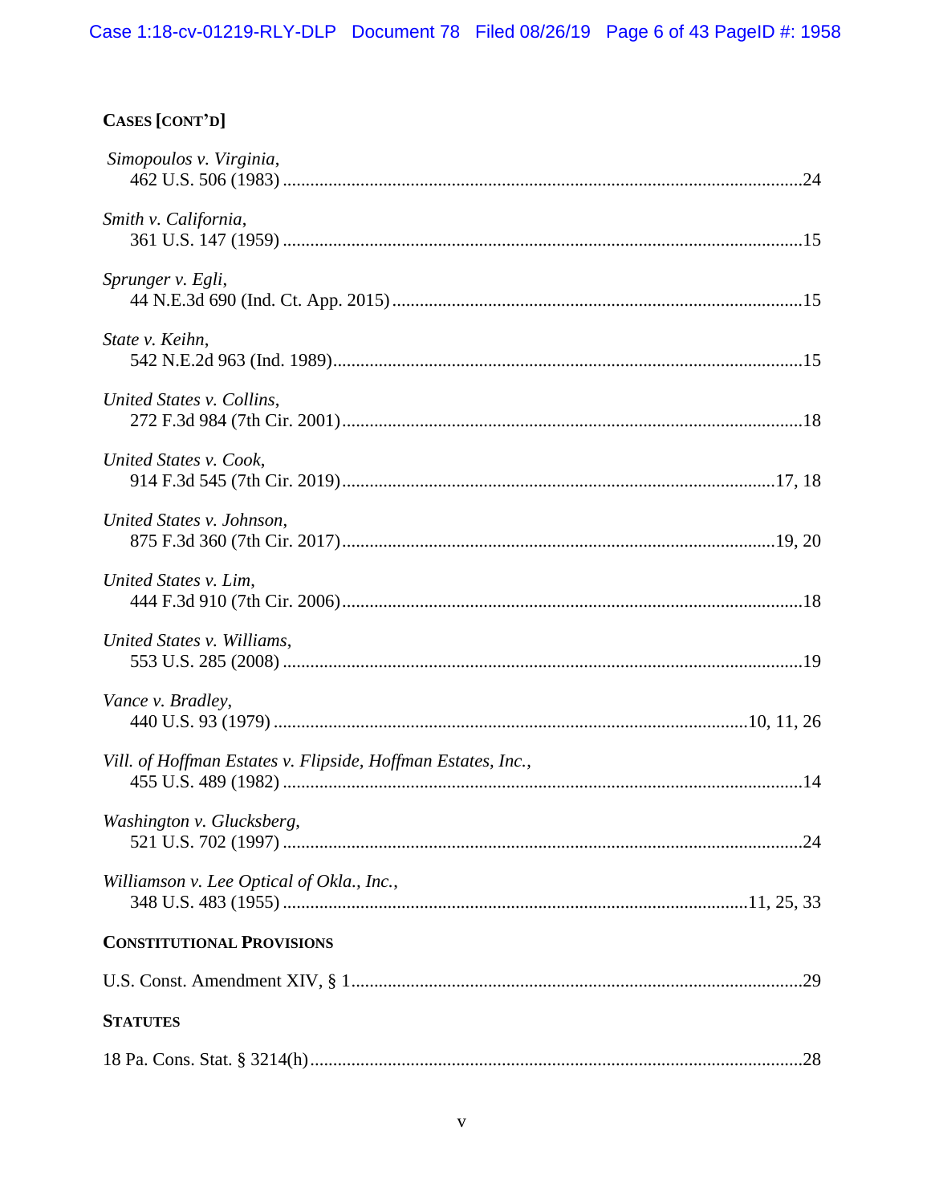**CASES [CONT'D]**

*Simopoulos v. Virginia*,
462 U.S. 506 (1983) ....................................................................................................24

*Smith v. California*,
361 U.S. 147 (1959) ....................................................................................................15

*Sprunger v. Egli*,
44 N.E.3d 690 (Ind. Ct. App. 2015) ..........................................................................15

*State v. Keihn*,
542 N.E.2d 963 (Ind. 1989)........................................................................................15

*United States v. Collins*,
272 F.3d 984 (7th Cir. 2001).......................................................................................18

*United States v. Cook*,
914 F.3d 545 (7th Cir. 2019)..................................................................................17, 18

*United States v. Johnson*,
875 F.3d 360 (7th Cir. 2017)..................................................................................19, 20

*United States v. Lim*,
444 F.3d 910 (7th Cir. 2006).......................................................................................18

*United States v. Williams*,
553 U.S. 285 (2008) ....................................................................................................19

*Vance v. Bradley*,
440 U.S. 93 (1979) ..........................................................................................10, 11, 26

*Vill. of Hoffman Estates v. Flipside, Hoffman Estates, Inc.*,
455 U.S. 489 (1982) ....................................................................................................14

*Washington v. Glucksberg*,
521 U.S. 702 (1997) ....................................................................................................24

*Williamson v. Lee Optical of Okla., Inc.*,
348 U.S. 483 (1955) ..........................................................................................11, 25, 33

**CONSTITUTIONAL PROVISIONS**

U.S. Const. Amendment XIV, § 1....................................................................................29

**STATUTES**

18 Pa. Cons. Stat. § 3214(h)............................................................................................28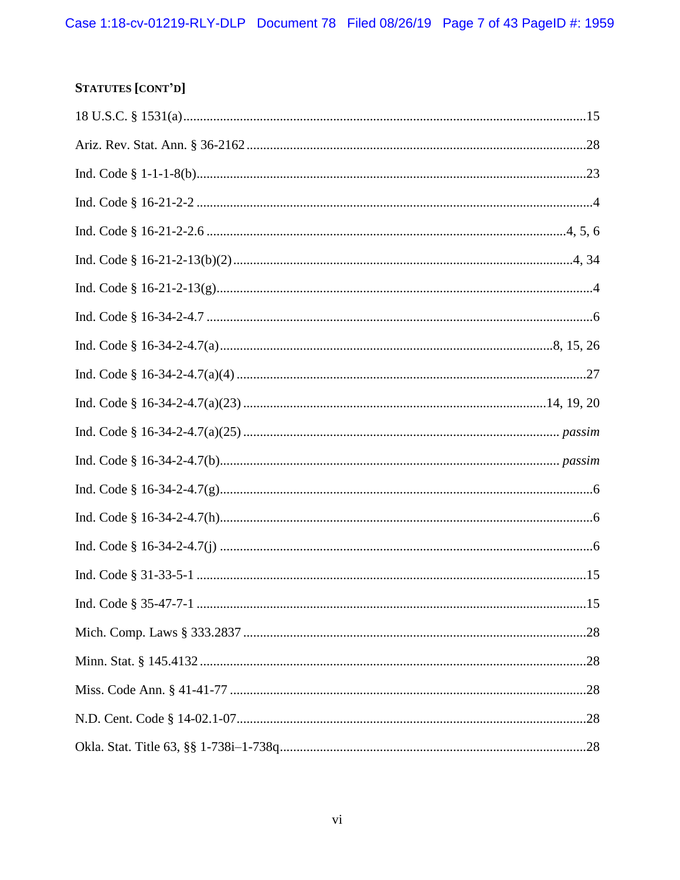**STATUTES [CONT'D]**

18 U.S.C. § 1531(a) ....................................................................................................................15

Ariz. Rev. Stat. Ann. § 36-2162 ..................................................................................................28

Ind. Code § 1-1-1-8(b) ................................................................................................................23

Ind. Code § 16-21-2-2 ....................................................................................................................4

Ind. Code § 16-21-2-2.6 ........................................................................................................4, 5, 6

Ind. Code § 16-21-2-13(b)(2) ...................................................................................................4, 34

Ind. Code § 16-21-2-13(g) ..............................................................................................................4

Ind. Code § 16-34-2-4.7 ..................................................................................................................6

Ind. Code § 16-34-2-4.7(a) ..................................................................................................8, 15, 26

Ind. Code § 16-34-2-4.7(a)(4) ........................................................................................................27

Ind. Code § 16-34-2-4.7(a)(23) ..............................................................................................14, 19, 20

Ind. Code § 16-34-2-4.7(a)(25) ............................................................................................. *passim*

Ind. Code § 16-34-2-4.7(b) ................................................................................................... *passim*

Ind. Code § 16-34-2-4.7(g) ..............................................................................................................6

Ind. Code § 16-34-2-4.7(h) ..............................................................................................................6

Ind. Code § 16-34-2-4.7(j) ...............................................................................................................6

Ind. Code § 31-33-5-1 ..................................................................................................................15

Ind. Code § 35-47-7-1 ..................................................................................................................15

Mich. Comp. Laws § 333.2837 ....................................................................................................28

Minn. Stat. § 145.4132 .................................................................................................................28

Miss. Code Ann. § 41-41-77 .........................................................................................................28

N.D. Cent. Code § 14-02.1-07 ......................................................................................................28

Okla. Stat. Title 63, §§ 1-738i–1-738q ..........................................................................................28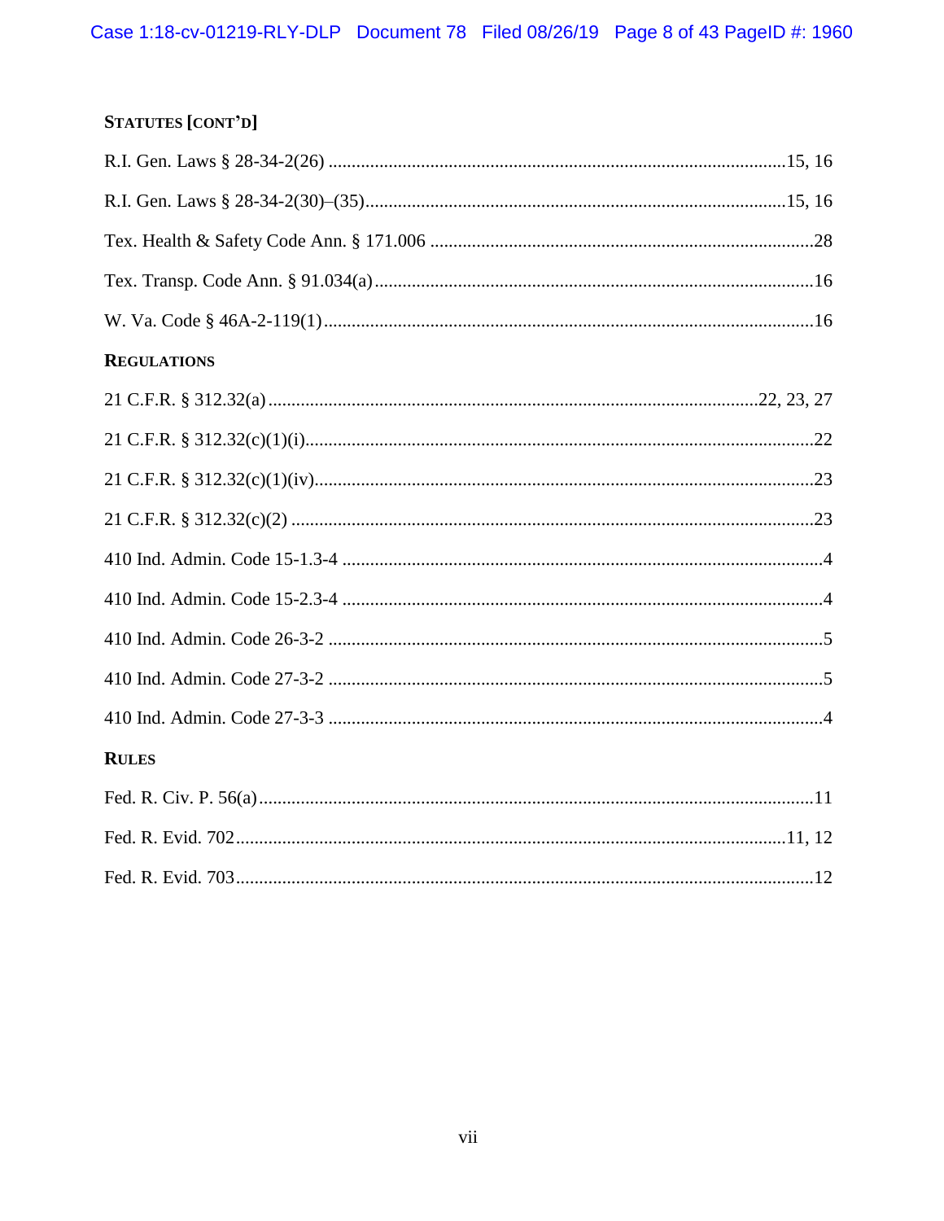**STATUTES [CONT'D]**

R.I. Gen. Laws § 28-34-2(26) .......................................................................................15, 16

R.I. Gen. Laws § 28-34-2(30)–(35)..................................................................................15, 16

Tex. Health & Safety Code Ann. § 171.006 .......................................................................28

Tex. Transp. Code Ann. § 91.034(a) ..................................................................................16

W. Va. Code § 46A-2-119(1) ..............................................................................................16

**REGULATIONS**

21 C.F.R. § 312.32(a) ...........................................................................................22, 23, 27

21 C.F.R. § 312.32(c)(1)(i)....................................................................................................22

21 C.F.R. § 312.32(c)(1)(iv)..................................................................................................23

21 C.F.R. § 312.32(c)(2) .......................................................................................................23

410 Ind. Admin. Code 15-1.3-4 ..............................................................................................4

410 Ind. Admin. Code 15-2.3-4 ..............................................................................................4

410 Ind. Admin. Code 26-3-2 .................................................................................................5

410 Ind. Admin. Code 27-3-2 .................................................................................................5

410 Ind. Admin. Code 27-3-3 .................................................................................................4

**RULES**

Fed. R. Civ. P. 56(a).............................................................................................................11

Fed. R. Evid. 702...........................................................................................................11, 12

Fed. R. Evid. 703...................................................................................................................12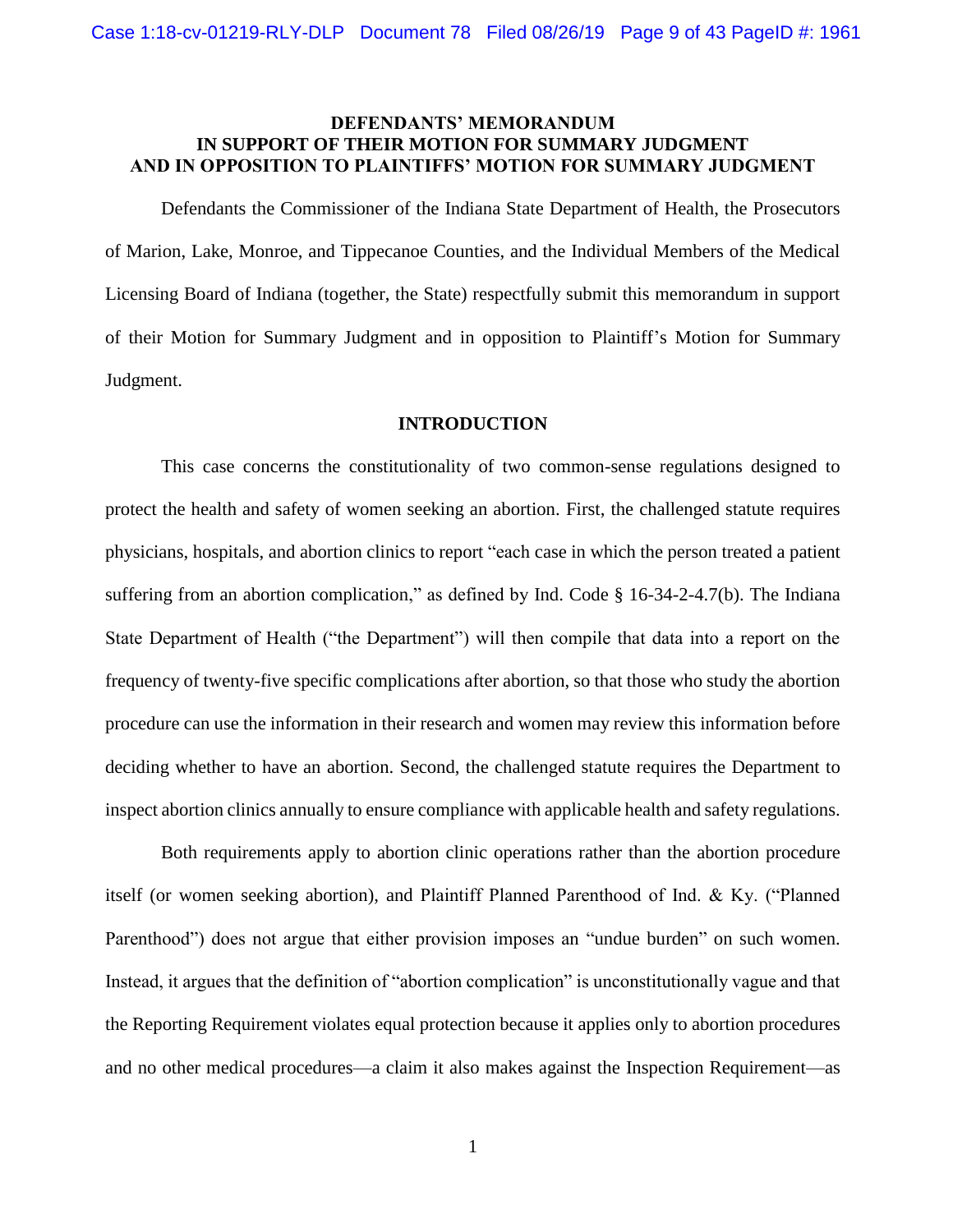**DEFENDANTS' MEMORANDUM IN SUPPORT OF THEIR MOTION FOR SUMMARY JUDGMENT AND IN OPPOSITION TO PLAINTIFFS' MOTION FOR SUMMARY JUDGMENT**

Defendants the Commissioner of the Indiana State Department of Health, the Prosecutors of Marion, Lake, Monroe, and Tippecanoe Counties, and the Individual Members of the Medical Licensing Board of Indiana (together, the State) respectfully submit this memorandum in support of their Motion for Summary Judgment and in opposition to Plaintiff's Motion for Summary Judgment.

## INTRODUCTION

This case concerns the constitutionality of two common-sense regulations designed to protect the health and safety of women seeking an abortion. First, the challenged statute requires physicians, hospitals, and abortion clinics to report "each case in which the person treated a patient suffering from an abortion complication," as defined by Ind. Code § 16-34-2-4.7(b). The Indiana State Department of Health ("the Department") will then compile that data into a report on the frequency of twenty-five specific complications after abortion, so that those who study the abortion procedure can use the information in their research and women may review this information before deciding whether to have an abortion. Second, the challenged statute requires the Department to inspect abortion clinics annually to ensure compliance with applicable health and safety regulations.

Both requirements apply to abortion clinic operations rather than the abortion procedure itself (or women seeking abortion), and Plaintiff Planned Parenthood of Ind. & Ky. ("Planned Parenthood") does not argue that either provision imposes an "undue burden" on such women. Instead, it argues that the definition of "abortion complication" is unconstitutionally vague and that the Reporting Requirement violates equal protection because it applies only to abortion procedures and no other medical procedures—a claim it also makes against the Inspection Requirement—as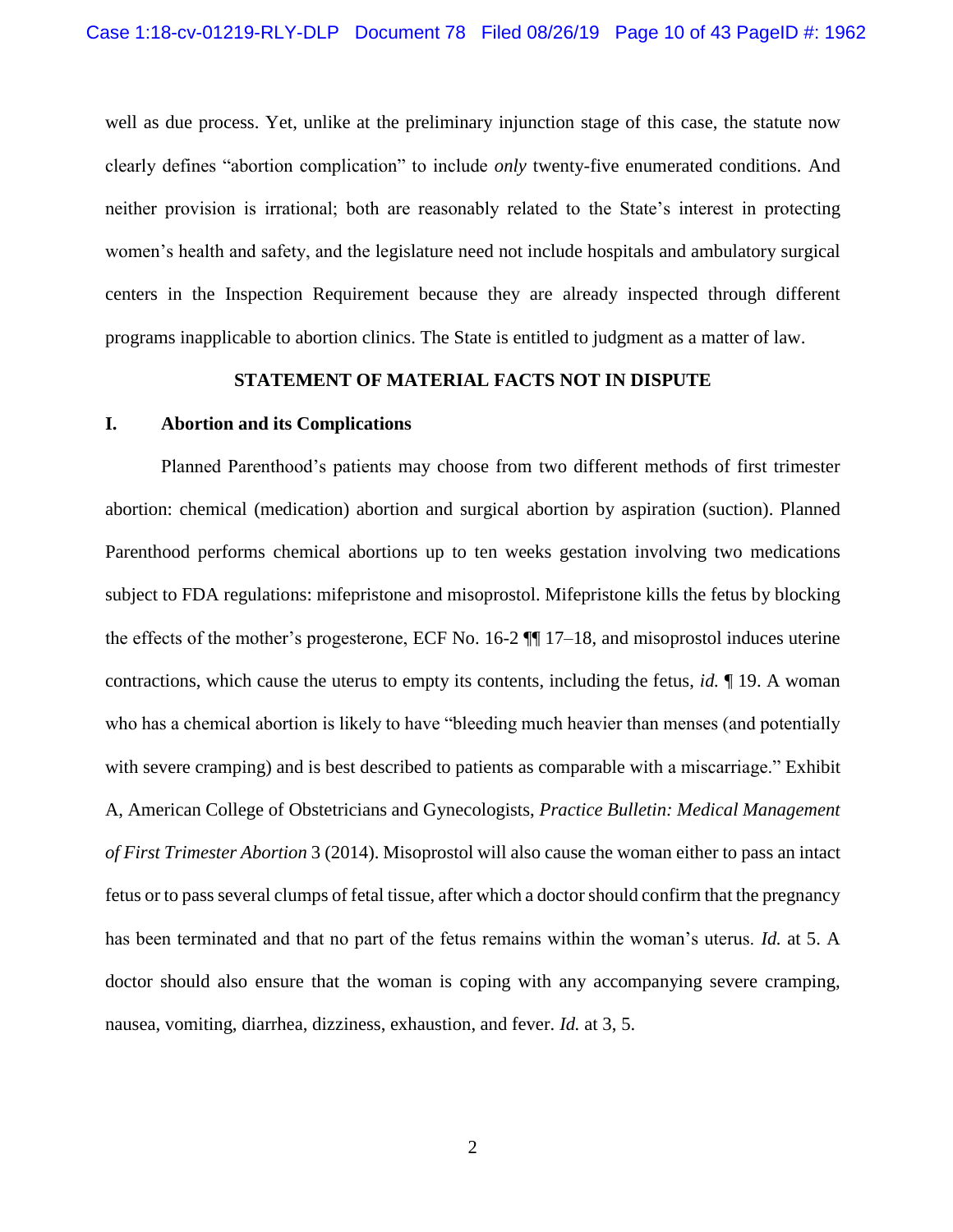well as due process. Yet, unlike at the preliminary injunction stage of this case, the statute now clearly defines "abortion complication" to include *only* twenty-five enumerated conditions. And neither provision is irrational; both are reasonably related to the State's interest in protecting women's health and safety, and the legislature need not include hospitals and ambulatory surgical centers in the Inspection Requirement because they are already inspected through different programs inapplicable to abortion clinics. The State is entitled to judgment as a matter of law.

## STATEMENT OF MATERIAL FACTS NOT IN DISPUTE

### I. Abortion and its Complications

Planned Parenthood's patients may choose from two different methods of first trimester abortion: chemical (medication) abortion and surgical abortion by aspiration (suction). Planned Parenthood performs chemical abortions up to ten weeks gestation involving two medications subject to FDA regulations: mifepristone and misoprostol. Mifepristone kills the fetus by blocking the effects of the mother's progesterone, ECF No. 16-2 ¶¶ 17–18, and misoprostol induces uterine contractions, which cause the uterus to empty its contents, including the fetus, *id.* ¶ 19. A woman who has a chemical abortion is likely to have "bleeding much heavier than menses (and potentially with severe cramping) and is best described to patients as comparable with a miscarriage." Exhibit A, American College of Obstetricians and Gynecologists, *Practice Bulletin: Medical Management of First Trimester Abortion* 3 (2014). Misoprostol will also cause the woman either to pass an intact fetus or to pass several clumps of fetal tissue, after which a doctor should confirm that the pregnancy has been terminated and that no part of the fetus remains within the woman's uterus. *Id.* at 5. A doctor should also ensure that the woman is coping with any accompanying severe cramping, nausea, vomiting, diarrhea, dizziness, exhaustion, and fever. *Id.* at 3, 5.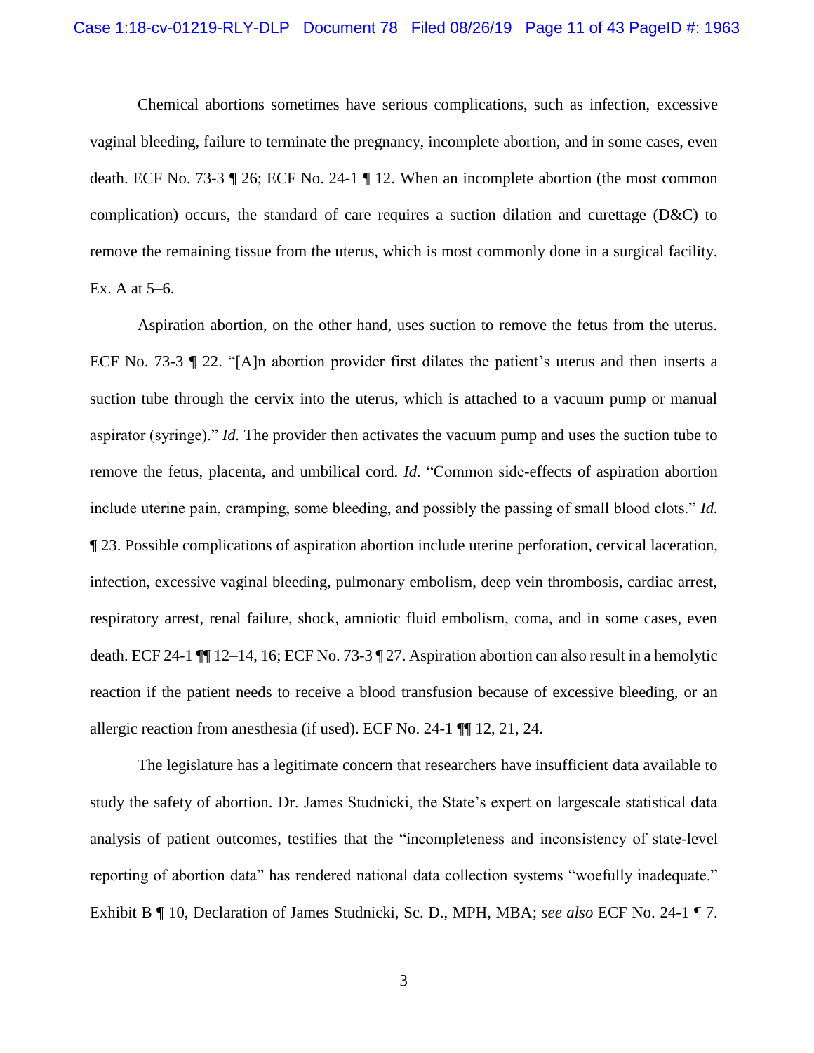Chemical abortions sometimes have serious complications, such as infection, excessive vaginal bleeding, failure to terminate the pregnancy, incomplete abortion, and in some cases, even death. ECF No. 73-3 ¶ 26; ECF No. 24-1 ¶ 12. When an incomplete abortion (the most common complication) occurs, the standard of care requires a suction dilation and curettage (D&C) to remove the remaining tissue from the uterus, which is most commonly done in a surgical facility. Ex. A at 5–6.

Aspiration abortion, on the other hand, uses suction to remove the fetus from the uterus. ECF No. 73-3 ¶ 22. "[A]n abortion provider first dilates the patient's uterus and then inserts a suction tube through the cervix into the uterus, which is attached to a vacuum pump or manual aspirator (syringe)." *Id.* The provider then activates the vacuum pump and uses the suction tube to remove the fetus, placenta, and umbilical cord. *Id.* "Common side-effects of aspiration abortion include uterine pain, cramping, some bleeding, and possibly the passing of small blood clots." *Id.* ¶ 23. Possible complications of aspiration abortion include uterine perforation, cervical laceration, infection, excessive vaginal bleeding, pulmonary embolism, deep vein thrombosis, cardiac arrest, respiratory arrest, renal failure, shock, amniotic fluid embolism, coma, and in some cases, even death. ECF 24-1 ¶¶ 12–14, 16; ECF No. 73-3 ¶ 27. Aspiration abortion can also result in a hemolytic reaction if the patient needs to receive a blood transfusion because of excessive bleeding, or an allergic reaction from anesthesia (if used). ECF No. 24-1 ¶¶ 12, 21, 24.

The legislature has a legitimate concern that researchers have insufficient data available to study the safety of abortion. Dr. James Studnicki, the State's expert on largescale statistical data analysis of patient outcomes, testifies that the "incompleteness and inconsistency of state-level reporting of abortion data" has rendered national data collection systems "woefully inadequate." Exhibit B ¶ 10, Declaration of James Studnicki, Sc. D., MPH, MBA; *see also* ECF No. 24-1 ¶ 7.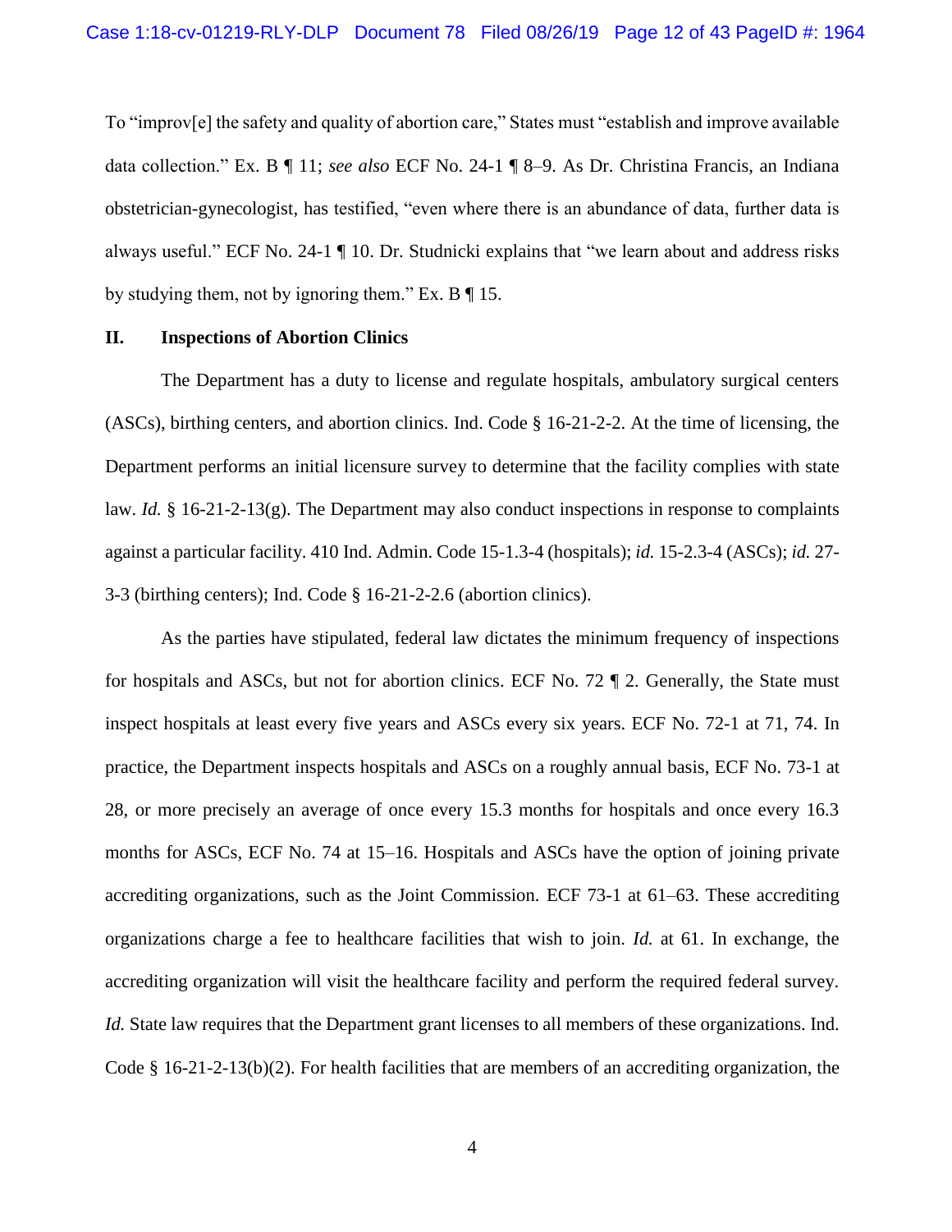To "improv[e] the safety and quality of abortion care," States must "establish and improve available data collection." Ex. B ¶ 11; *see also* ECF No. 24-1 ¶ 8–9. As Dr. Christina Francis, an Indiana obstetrician-gynecologist, has testified, "even where there is an abundance of data, further data is always useful." ECF No. 24-1 ¶ 10. Dr. Studnicki explains that "we learn about and address risks by studying them, not by ignoring them." Ex. B ¶ 15.

## II. Inspections of Abortion Clinics

The Department has a duty to license and regulate hospitals, ambulatory surgical centers (ASCs), birthing centers, and abortion clinics. Ind. Code § 16-21-2-2. At the time of licensing, the Department performs an initial licensure survey to determine that the facility complies with state law. *Id.* § 16-21-2-13(g). The Department may also conduct inspections in response to complaints against a particular facility. 410 Ind. Admin. Code 15-1.3-4 (hospitals); *id.* 15-2.3-4 (ASCs); *id.* 27-3-3 (birthing centers); Ind. Code § 16-21-2-2.6 (abortion clinics).

As the parties have stipulated, federal law dictates the minimum frequency of inspections for hospitals and ASCs, but not for abortion clinics. ECF No. 72 ¶ 2. Generally, the State must inspect hospitals at least every five years and ASCs every six years. ECF No. 72-1 at 71, 74. In practice, the Department inspects hospitals and ASCs on a roughly annual basis, ECF No. 73-1 at 28, or more precisely an average of once every 15.3 months for hospitals and once every 16.3 months for ASCs, ECF No. 74 at 15–16. Hospitals and ASCs have the option of joining private accrediting organizations, such as the Joint Commission. ECF 73-1 at 61–63. These accrediting organizations charge a fee to healthcare facilities that wish to join. *Id.* at 61. In exchange, the accrediting organization will visit the healthcare facility and perform the required federal survey. *Id.* State law requires that the Department grant licenses to all members of these organizations. Ind. Code § 16-21-2-13(b)(2). For health facilities that are members of an accrediting organization, the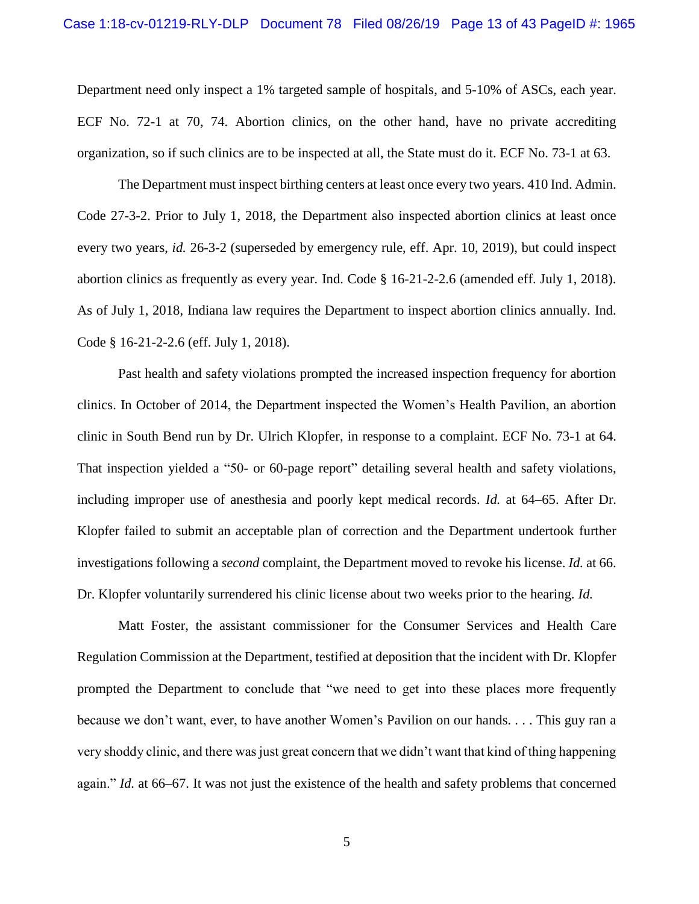Department need only inspect a 1% targeted sample of hospitals, and 5-10% of ASCs, each year. ECF No. 72-1 at 70, 74. Abortion clinics, on the other hand, have no private accrediting organization, so if such clinics are to be inspected at all, the State must do it. ECF No. 73-1 at 63.

The Department must inspect birthing centers at least once every two years. 410 Ind. Admin. Code 27-3-2. Prior to July 1, 2018, the Department also inspected abortion clinics at least once every two years, *id.* 26-3-2 (superseded by emergency rule, eff. Apr. 10, 2019), but could inspect abortion clinics as frequently as every year. Ind. Code § 16-21-2-2.6 (amended eff. July 1, 2018). As of July 1, 2018, Indiana law requires the Department to inspect abortion clinics annually. Ind. Code § 16-21-2-2.6 (eff. July 1, 2018).

Past health and safety violations prompted the increased inspection frequency for abortion clinics. In October of 2014, the Department inspected the Women's Health Pavilion, an abortion clinic in South Bend run by Dr. Ulrich Klopfer, in response to a complaint. ECF No. 73-1 at 64. That inspection yielded a "50- or 60-page report" detailing several health and safety violations, including improper use of anesthesia and poorly kept medical records. *Id.* at 64–65. After Dr. Klopfer failed to submit an acceptable plan of correction and the Department undertook further investigations following a *second* complaint, the Department moved to revoke his license. *Id.* at 66. Dr. Klopfer voluntarily surrendered his clinic license about two weeks prior to the hearing. *Id.*

Matt Foster, the assistant commissioner for the Consumer Services and Health Care Regulation Commission at the Department, testified at deposition that the incident with Dr. Klopfer prompted the Department to conclude that "we need to get into these places more frequently because we don't want, ever, to have another Women's Pavilion on our hands. . . . This guy ran a very shoddy clinic, and there was just great concern that we didn't want that kind of thing happening again." *Id.* at 66–67. It was not just the existence of the health and safety problems that concerned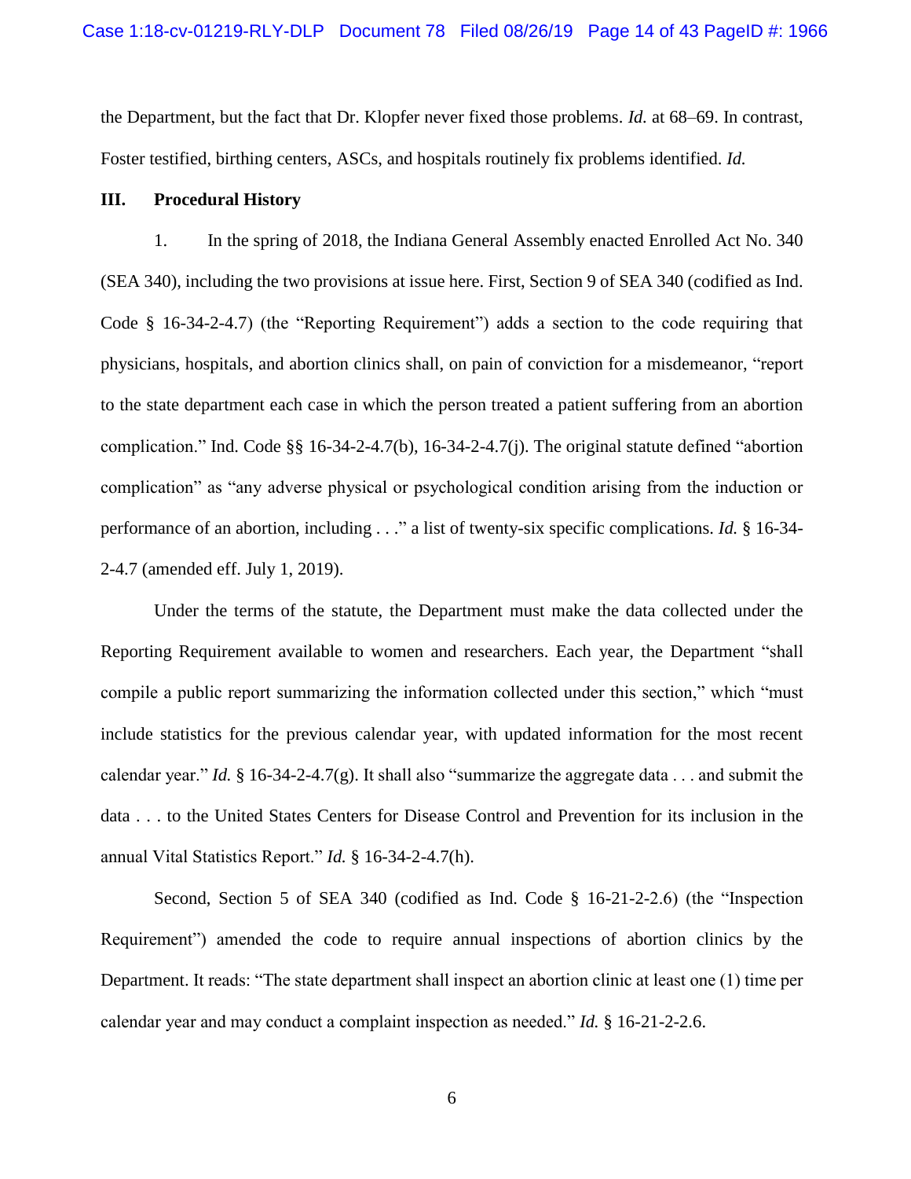the Department, but the fact that Dr. Klopfer never fixed those problems. *Id.* at 68–69. In contrast, Foster testified, birthing centers, ASCs, and hospitals routinely fix problems identified. *Id.*

## III. Procedural History

1. In the spring of 2018, the Indiana General Assembly enacted Enrolled Act No. 340 (SEA 340), including the two provisions at issue here. First, Section 9 of SEA 340 (codified as Ind. Code § 16-34-2-4.7) (the "Reporting Requirement") adds a section to the code requiring that physicians, hospitals, and abortion clinics shall, on pain of conviction for a misdemeanor, "report to the state department each case in which the person treated a patient suffering from an abortion complication." Ind. Code §§ 16-34-2-4.7(b), 16-34-2-4.7(j). The original statute defined "abortion complication" as "any adverse physical or psychological condition arising from the induction or performance of an abortion, including . . ." a list of twenty-six specific complications. *Id.* § 16-34-2-4.7 (amended eff. July 1, 2019).

Under the terms of the statute, the Department must make the data collected under the Reporting Requirement available to women and researchers. Each year, the Department "shall compile a public report summarizing the information collected under this section," which "must include statistics for the previous calendar year, with updated information for the most recent calendar year." *Id.* § 16-34-2-4.7(g). It shall also "summarize the aggregate data . . . and submit the data . . . to the United States Centers for Disease Control and Prevention for its inclusion in the annual Vital Statistics Report." *Id.* § 16-34-2-4.7(h).

Second, Section 5 of SEA 340 (codified as Ind. Code § 16-21-2-2.6) (the "Inspection Requirement") amended the code to require annual inspections of abortion clinics by the Department. It reads: "The state department shall inspect an abortion clinic at least one (1) time per calendar year and may conduct a complaint inspection as needed." *Id.* § 16-21-2-2.6.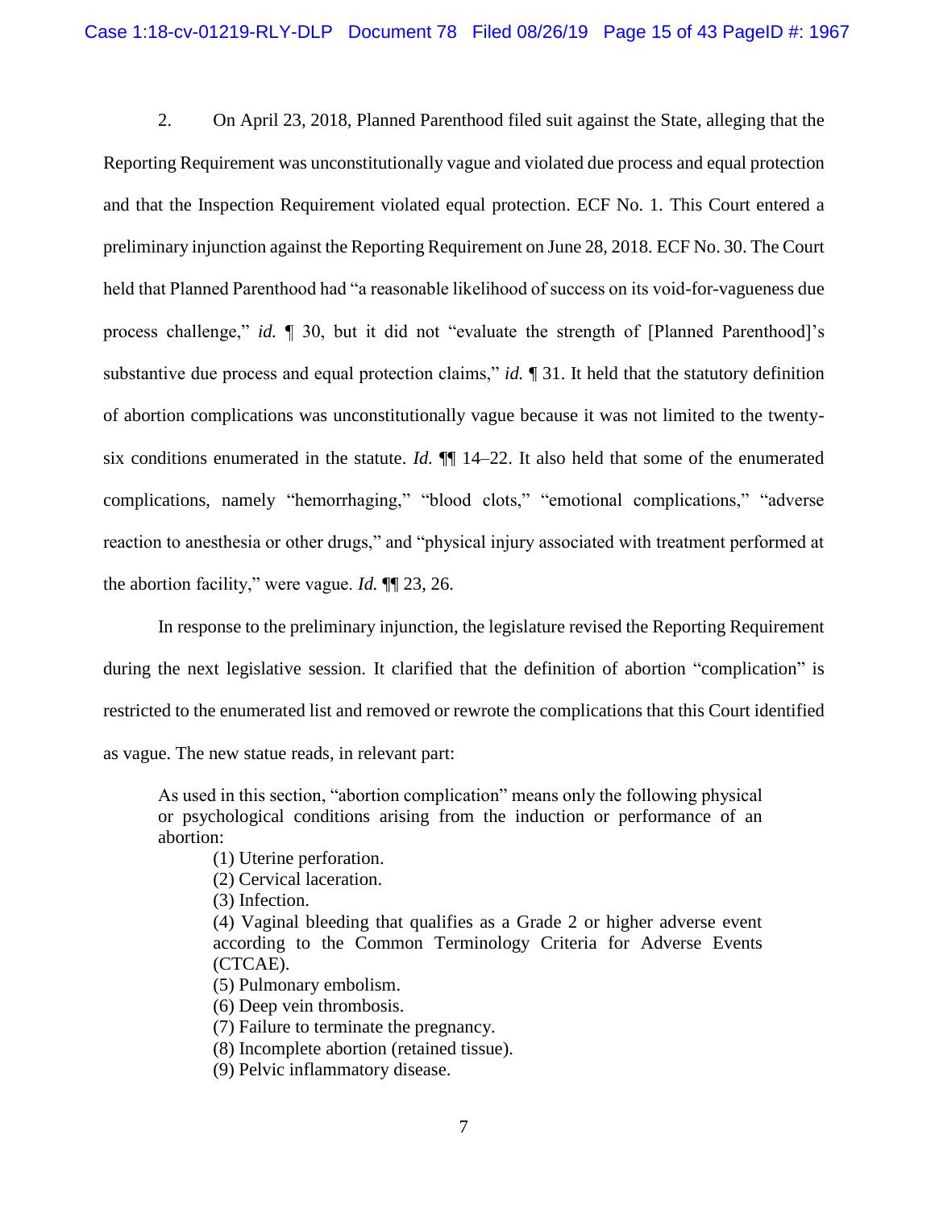2. On April 23, 2018, Planned Parenthood filed suit against the State, alleging that the Reporting Requirement was unconstitutionally vague and violated due process and equal protection and that the Inspection Requirement violated equal protection. ECF No. 1. This Court entered a preliminary injunction against the Reporting Requirement on June 28, 2018. ECF No. 30. The Court held that Planned Parenthood had "a reasonable likelihood of success on its void-for-vagueness due process challenge," *id.* ¶ 30, but it did not "evaluate the strength of [Planned Parenthood]'s substantive due process and equal protection claims," *id.* ¶ 31. It held that the statutory definition of abortion complications was unconstitutionally vague because it was not limited to the twenty-six conditions enumerated in the statute. *Id.* ¶¶ 14–22. It also held that some of the enumerated complications, namely "hemorrhaging," "blood clots," "emotional complications," "adverse reaction to anesthesia or other drugs," and "physical injury associated with treatment performed at the abortion facility," were vague. *Id.* ¶¶ 23, 26.

In response to the preliminary injunction, the legislature revised the Reporting Requirement during the next legislative session. It clarified that the definition of abortion "complication" is restricted to the enumerated list and removed or rewrote the complications that this Court identified as vague. The new statue reads, in relevant part:

> As used in this section, "abortion complication" means only the following physical or psychological conditions arising from the induction or performance of an abortion:
>
> (1) Uterine perforation.
> (2) Cervical laceration.
> (3) Infection.
> (4) Vaginal bleeding that qualifies as a Grade 2 or higher adverse event according to the Common Terminology Criteria for Adverse Events (CTCAE).
> (5) Pulmonary embolism.
> (6) Deep vein thrombosis.
> (7) Failure to terminate the pregnancy.
> (8) Incomplete abortion (retained tissue).
> (9) Pelvic inflammatory disease.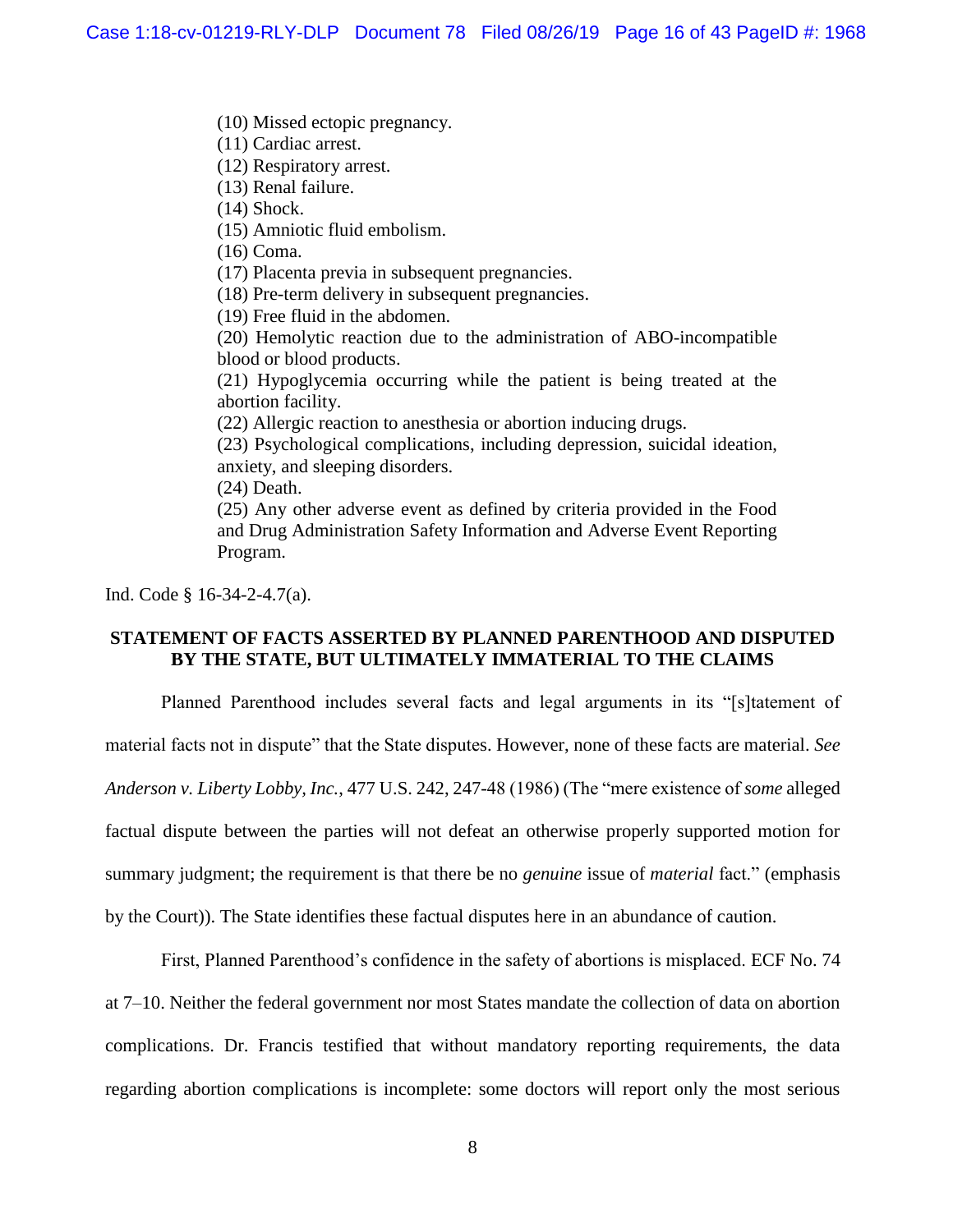(10) Missed ectopic pregnancy.
(11) Cardiac arrest.
(12) Respiratory arrest.
(13) Renal failure.
(14) Shock.
(15) Amniotic fluid embolism.
(16) Coma.
(17) Placenta previa in subsequent pregnancies.
(18) Pre-term delivery in subsequent pregnancies.
(19) Free fluid in the abdomen.
(20) Hemolytic reaction due to the administration of ABO-incompatible blood or blood products.
(21) Hypoglycemia occurring while the patient is being treated at the abortion facility.
(22) Allergic reaction to anesthesia or abortion inducing drugs.
(23) Psychological complications, including depression, suicidal ideation, anxiety, and sleeping disorders.
(24) Death.
(25) Any other adverse event as defined by criteria provided in the Food and Drug Administration Safety Information and Adverse Event Reporting Program.

Ind. Code § 16-34-2-4.7(a).

## STATEMENT OF FACTS ASSERTED BY PLANNED PARENTHOOD AND DISPUTED BY THE STATE, BUT ULTIMATELY IMMATERIAL TO THE CLAIMS

Planned Parenthood includes several facts and legal arguments in its "[s]tatement of material facts not in dispute" that the State disputes. However, none of these facts are material. *See Anderson v. Liberty Lobby, Inc.*, 477 U.S. 242, 247-48 (1986) (The "mere existence of *some* alleged factual dispute between the parties will not defeat an otherwise properly supported motion for summary judgment; the requirement is that there be no *genuine* issue of *material* fact." (emphasis by the Court)). The State identifies these factual disputes here in an abundance of caution.

First, Planned Parenthood's confidence in the safety of abortions is misplaced. ECF No. 74 at 7–10. Neither the federal government nor most States mandate the collection of data on abortion complications. Dr. Francis testified that without mandatory reporting requirements, the data regarding abortion complications is incomplete: some doctors will report only the most serious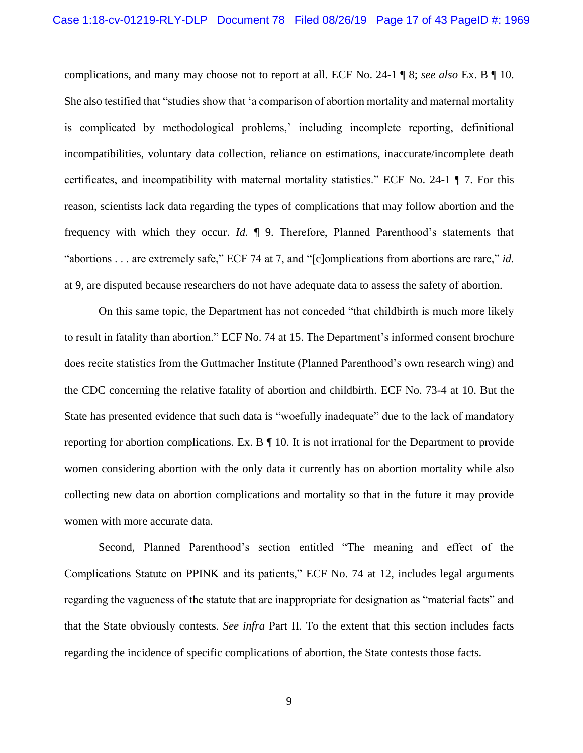complications, and many may choose not to report at all. ECF No. 24-1 ¶ 8; *see also* Ex. B ¶ 10. She also testified that "studies show that 'a comparison of abortion mortality and maternal mortality is complicated by methodological problems,' including incomplete reporting, definitional incompatibilities, voluntary data collection, reliance on estimations, inaccurate/incomplete death certificates, and incompatibility with maternal mortality statistics." ECF No. 24-1 ¶ 7. For this reason, scientists lack data regarding the types of complications that may follow abortion and the frequency with which they occur. *Id.* ¶ 9. Therefore, Planned Parenthood's statements that "abortions . . . are extremely safe," ECF 74 at 7, and "[c]omplications from abortions are rare," *id.* at 9, are disputed because researchers do not have adequate data to assess the safety of abortion.

On this same topic, the Department has not conceded "that childbirth is much more likely to result in fatality than abortion." ECF No. 74 at 15. The Department's informed consent brochure does recite statistics from the Guttmacher Institute (Planned Parenthood's own research wing) and the CDC concerning the relative fatality of abortion and childbirth. ECF No. 73-4 at 10. But the State has presented evidence that such data is "woefully inadequate" due to the lack of mandatory reporting for abortion complications. Ex. B ¶ 10. It is not irrational for the Department to provide women considering abortion with the only data it currently has on abortion mortality while also collecting new data on abortion complications and mortality so that in the future it may provide women with more accurate data.

Second, Planned Parenthood's section entitled "The meaning and effect of the Complications Statute on PPINK and its patients," ECF No. 74 at 12, includes legal arguments regarding the vagueness of the statute that are inappropriate for designation as "material facts" and that the State obviously contests. *See infra* Part II. To the extent that this section includes facts regarding the incidence of specific complications of abortion, the State contests those facts.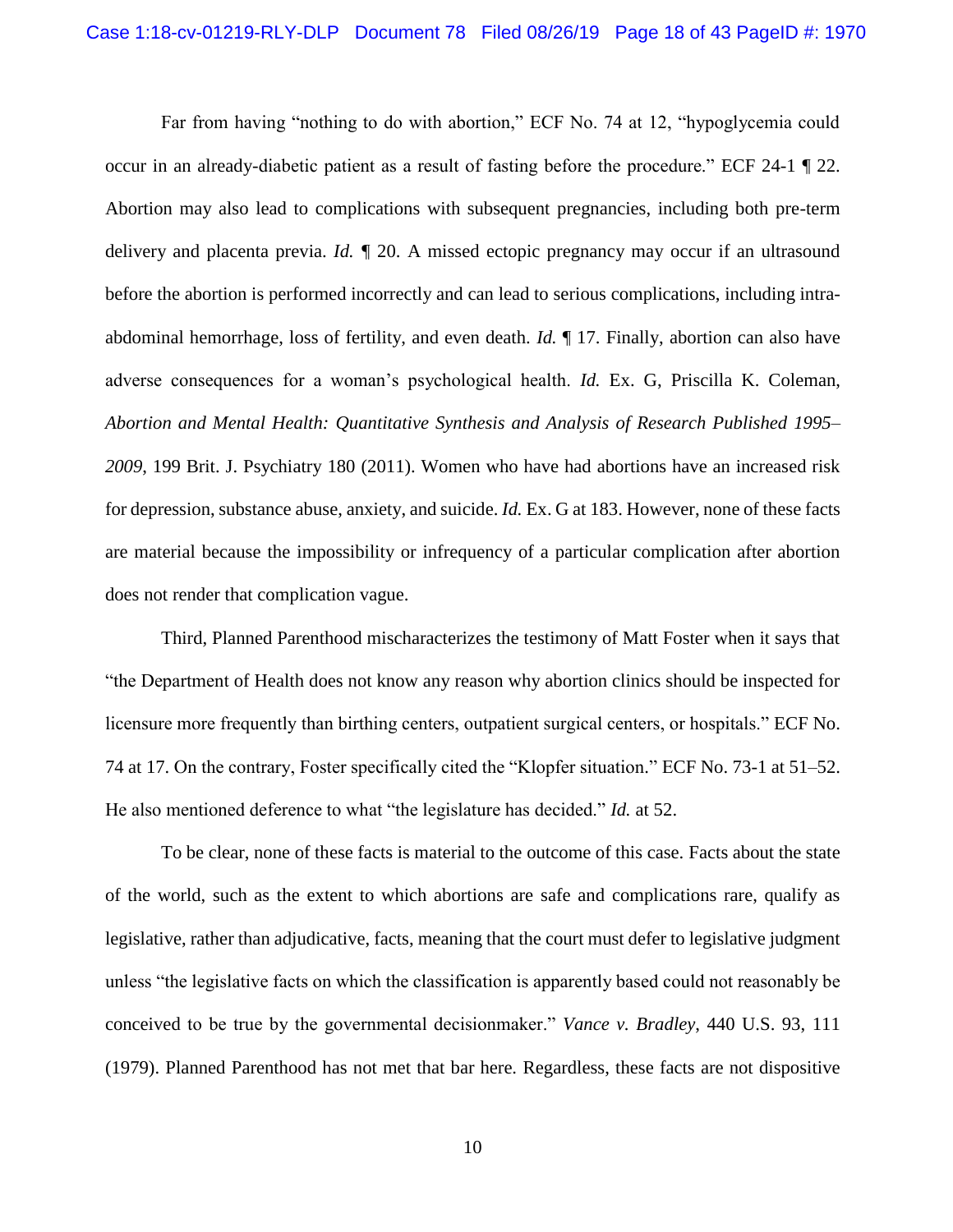Far from having "nothing to do with abortion," ECF No. 74 at 12, "hypoglycemia could occur in an already-diabetic patient as a result of fasting before the procedure." ECF 24-1 ¶ 22. Abortion may also lead to complications with subsequent pregnancies, including both pre-term delivery and placenta previa. *Id.* ¶ 20. A missed ectopic pregnancy may occur if an ultrasound before the abortion is performed incorrectly and can lead to serious complications, including intra-abdominal hemorrhage, loss of fertility, and even death. *Id.* ¶ 17. Finally, abortion can also have adverse consequences for a woman's psychological health. *Id.* Ex. G, Priscilla K. Coleman, *Abortion and Mental Health: Quantitative Synthesis and Analysis of Research Published 1995–2009*, 199 Brit. J. Psychiatry 180 (2011). Women who have had abortions have an increased risk for depression, substance abuse, anxiety, and suicide. *Id.* Ex. G at 183. However, none of these facts are material because the impossibility or infrequency of a particular complication after abortion does not render that complication vague.

Third, Planned Parenthood mischaracterizes the testimony of Matt Foster when it says that "the Department of Health does not know any reason why abortion clinics should be inspected for licensure more frequently than birthing centers, outpatient surgical centers, or hospitals." ECF No. 74 at 17. On the contrary, Foster specifically cited the "Klopfer situation." ECF No. 73-1 at 51–52. He also mentioned deference to what "the legislature has decided." *Id.* at 52.

To be clear, none of these facts is material to the outcome of this case. Facts about the state of the world, such as the extent to which abortions are safe and complications rare, qualify as legislative, rather than adjudicative, facts, meaning that the court must defer to legislative judgment unless "the legislative facts on which the classification is apparently based could not reasonably be conceived to be true by the governmental decisionmaker." *Vance v. Bradley*, 440 U.S. 93, 111 (1979). Planned Parenthood has not met that bar here. Regardless, these facts are not dispositive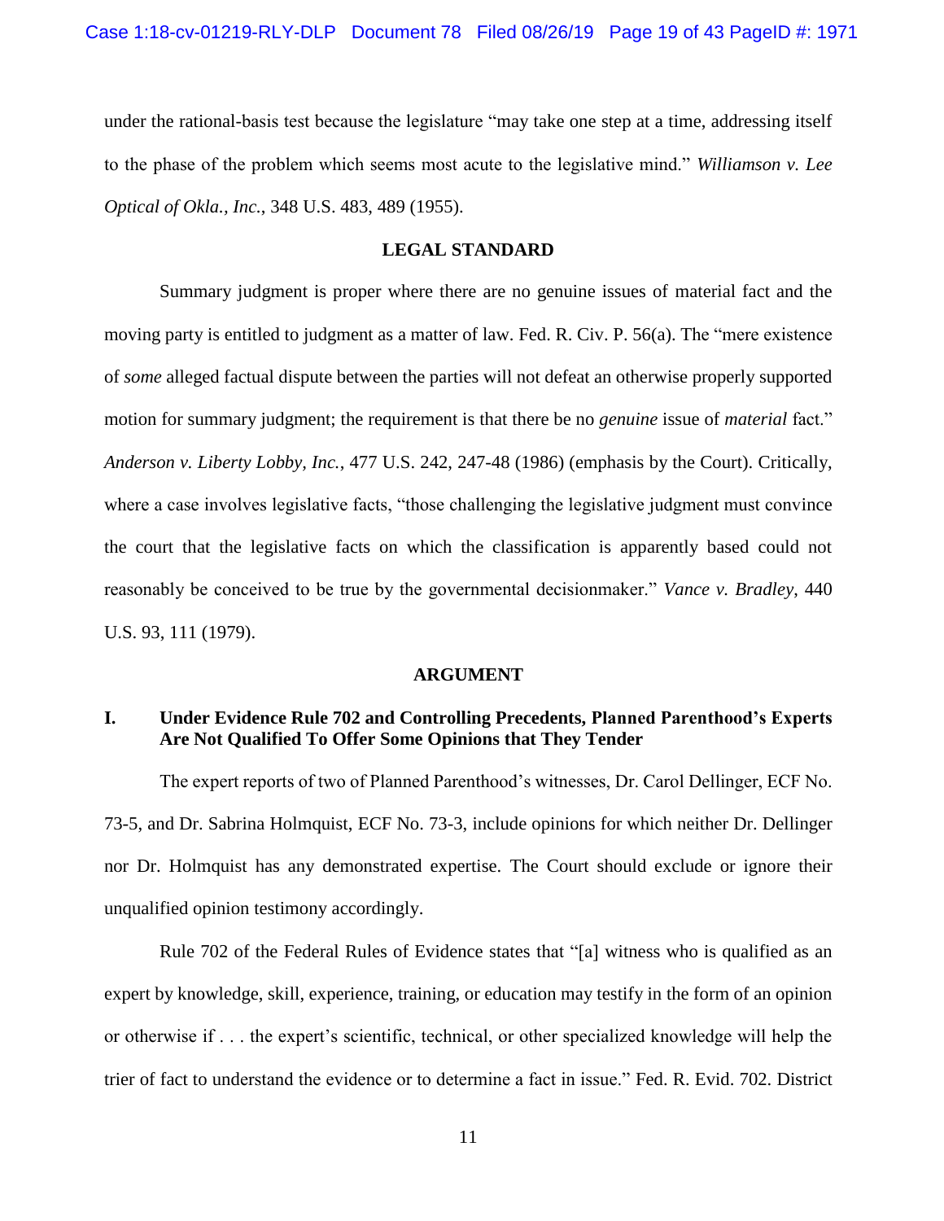under the rational-basis test because the legislature "may take one step at a time, addressing itself to the phase of the problem which seems most acute to the legislative mind." *Williamson v. Lee Optical of Okla., Inc.*, 348 U.S. 483, 489 (1955).

## LEGAL STANDARD

Summary judgment is proper where there are no genuine issues of material fact and the moving party is entitled to judgment as a matter of law. Fed. R. Civ. P. 56(a). The "mere existence of *some* alleged factual dispute between the parties will not defeat an otherwise properly supported motion for summary judgment; the requirement is that there be no *genuine* issue of *material* fact." *Anderson v. Liberty Lobby, Inc.*, 477 U.S. 242, 247-48 (1986) (emphasis by the Court). Critically, where a case involves legislative facts, "those challenging the legislative judgment must convince the court that the legislative facts on which the classification is apparently based could not reasonably be conceived to be true by the governmental decisionmaker." *Vance v. Bradley*, 440 U.S. 93, 111 (1979).

## ARGUMENT

### I. Under Evidence Rule 702 and Controlling Precedents, Planned Parenthood's Experts Are Not Qualified To Offer Some Opinions that They Tender

The expert reports of two of Planned Parenthood's witnesses, Dr. Carol Dellinger, ECF No. 73-5, and Dr. Sabrina Holmquist, ECF No. 73-3, include opinions for which neither Dr. Dellinger nor Dr. Holmquist has any demonstrated expertise. The Court should exclude or ignore their unqualified opinion testimony accordingly.

Rule 702 of the Federal Rules of Evidence states that "[a] witness who is qualified as an expert by knowledge, skill, experience, training, or education may testify in the form of an opinion or otherwise if . . . the expert's scientific, technical, or other specialized knowledge will help the trier of fact to understand the evidence or to determine a fact in issue." Fed. R. Evid. 702. District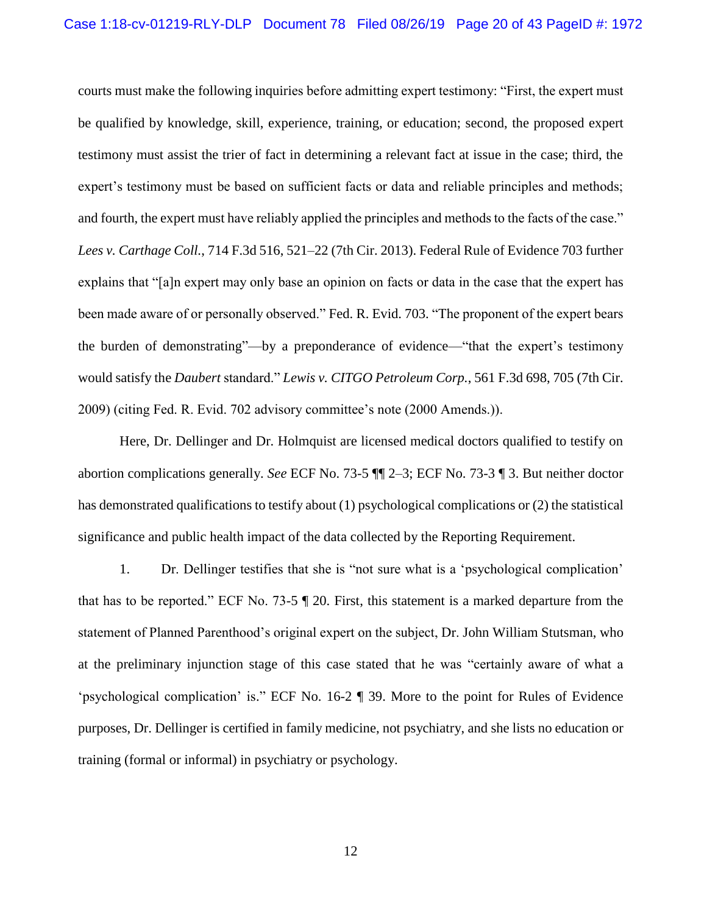courts must make the following inquiries before admitting expert testimony: "First, the expert must be qualified by knowledge, skill, experience, training, or education; second, the proposed expert testimony must assist the trier of fact in determining a relevant fact at issue in the case; third, the expert's testimony must be based on sufficient facts or data and reliable principles and methods; and fourth, the expert must have reliably applied the principles and methods to the facts of the case." *Lees v. Carthage Coll.*, 714 F.3d 516, 521–22 (7th Cir. 2013). Federal Rule of Evidence 703 further explains that "[a]n expert may only base an opinion on facts or data in the case that the expert has been made aware of or personally observed." Fed. R. Evid. 703. "The proponent of the expert bears the burden of demonstrating"—by a preponderance of evidence—"that the expert's testimony would satisfy the *Daubert* standard." *Lewis v. CITGO Petroleum Corp.*, 561 F.3d 698, 705 (7th Cir. 2009) (citing Fed. R. Evid. 702 advisory committee's note (2000 Amends.)).

Here, Dr. Dellinger and Dr. Holmquist are licensed medical doctors qualified to testify on abortion complications generally. *See* ECF No. 73-5 ¶¶ 2–3; ECF No. 73-3 ¶ 3. But neither doctor has demonstrated qualifications to testify about (1) psychological complications or (2) the statistical significance and public health impact of the data collected by the Reporting Requirement.

1. Dr. Dellinger testifies that she is "not sure what is a 'psychological complication' that has to be reported." ECF No. 73-5 ¶ 20. First, this statement is a marked departure from the statement of Planned Parenthood's original expert on the subject, Dr. John William Stutsman, who at the preliminary injunction stage of this case stated that he was "certainly aware of what a 'psychological complication' is." ECF No. 16-2 ¶ 39. More to the point for Rules of Evidence purposes, Dr. Dellinger is certified in family medicine, not psychiatry, and she lists no education or training (formal or informal) in psychiatry or psychology.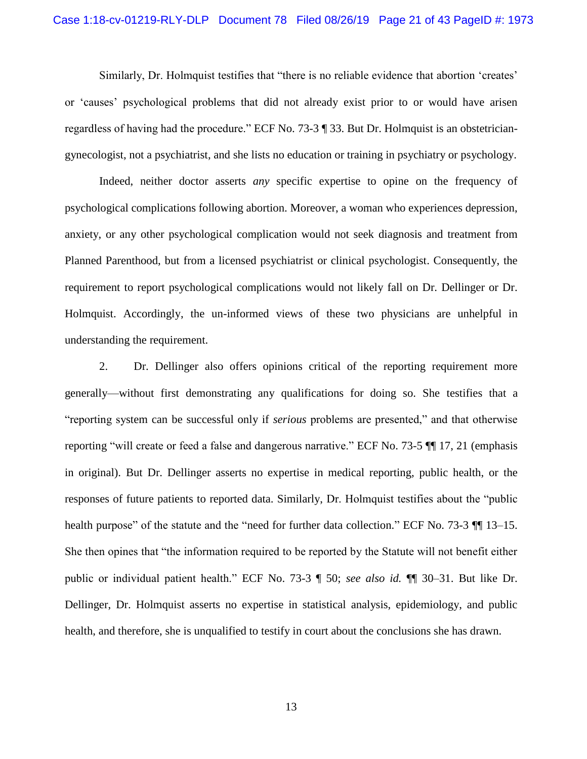Similarly, Dr. Holmquist testifies that "there is no reliable evidence that abortion 'creates' or 'causes' psychological problems that did not already exist prior to or would have arisen regardless of having had the procedure." ECF No. 73-3 ¶ 33. But Dr. Holmquist is an obstetrician-gynecologist, not a psychiatrist, and she lists no education or training in psychiatry or psychology.

Indeed, neither doctor asserts *any* specific expertise to opine on the frequency of psychological complications following abortion. Moreover, a woman who experiences depression, anxiety, or any other psychological complication would not seek diagnosis and treatment from Planned Parenthood, but from a licensed psychiatrist or clinical psychologist. Consequently, the requirement to report psychological complications would not likely fall on Dr. Dellinger or Dr. Holmquist. Accordingly, the un-informed views of these two physicians are unhelpful in understanding the requirement.

2. Dr. Dellinger also offers opinions critical of the reporting requirement more generally—without first demonstrating any qualifications for doing so. She testifies that a "reporting system can be successful only if *serious* problems are presented," and that otherwise reporting "will create or feed a false and dangerous narrative." ECF No. 73-5 ¶¶ 17, 21 (emphasis in original). But Dr. Dellinger asserts no expertise in medical reporting, public health, or the responses of future patients to reported data. Similarly, Dr. Holmquist testifies about the "public health purpose" of the statute and the "need for further data collection." ECF No. 73-3 ¶¶ 13–15. She then opines that "the information required to be reported by the Statute will not benefit either public or individual patient health." ECF No. 73-3 ¶ 50; *see also id.* ¶¶ 30–31. But like Dr. Dellinger, Dr. Holmquist asserts no expertise in statistical analysis, epidemiology, and public health, and therefore, she is unqualified to testify in court about the conclusions she has drawn.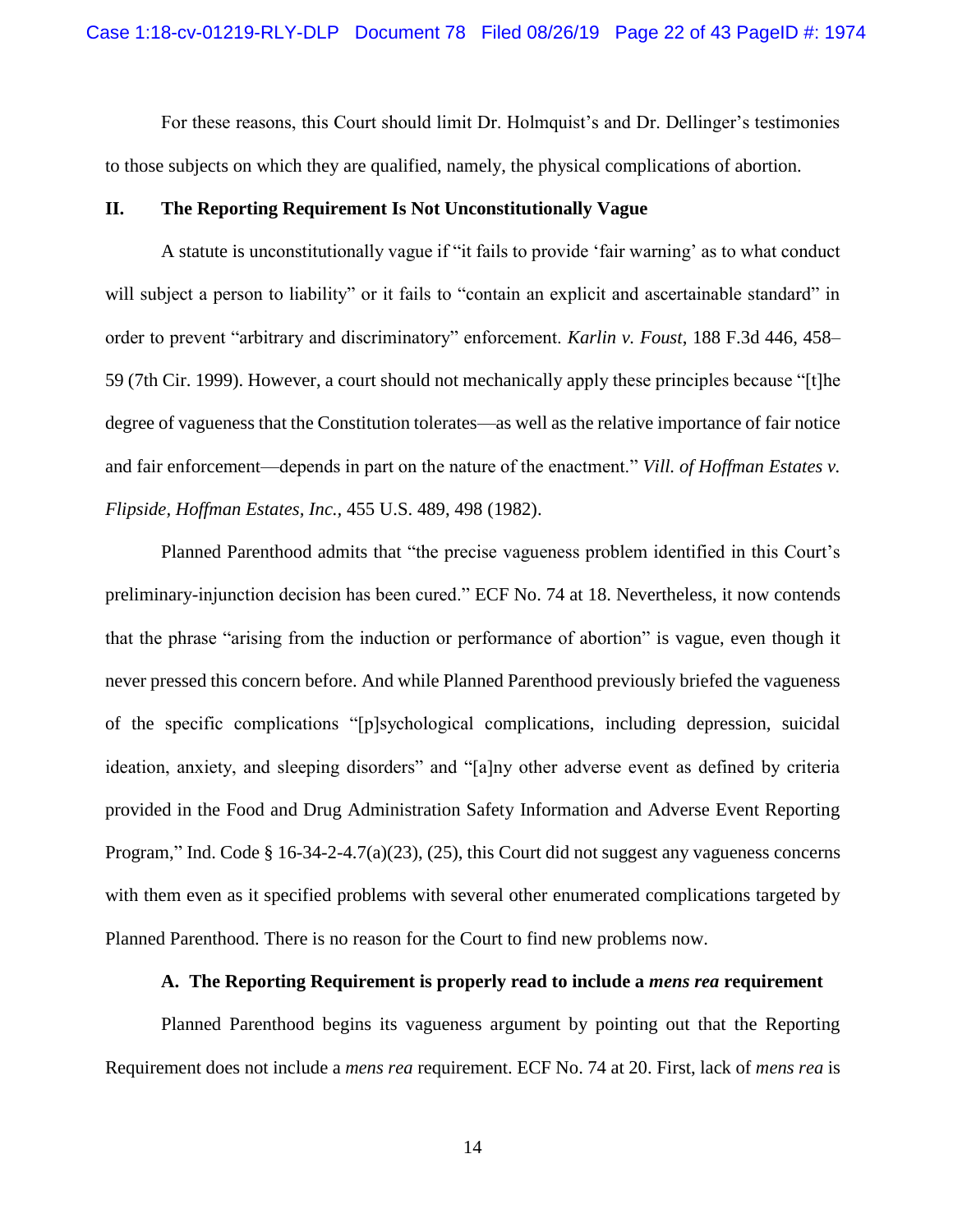For these reasons, this Court should limit Dr. Holmquist's and Dr. Dellinger's testimonies to those subjects on which they are qualified, namely, the physical complications of abortion.

## II. The Reporting Requirement Is Not Unconstitutionally Vague

A statute is unconstitutionally vague if "it fails to provide 'fair warning' as to what conduct will subject a person to liability" or it fails to "contain an explicit and ascertainable standard" in order to prevent "arbitrary and discriminatory" enforcement. *Karlin v. Foust*, 188 F.3d 446, 458–59 (7th Cir. 1999). However, a court should not mechanically apply these principles because "[t]he degree of vagueness that the Constitution tolerates—as well as the relative importance of fair notice and fair enforcement—depends in part on the nature of the enactment." *Vill. of Hoffman Estates v. Flipside, Hoffman Estates, Inc.*, 455 U.S. 489, 498 (1982).

Planned Parenthood admits that "the precise vagueness problem identified in this Court's preliminary-injunction decision has been cured." ECF No. 74 at 18. Nevertheless, it now contends that the phrase "arising from the induction or performance of abortion" is vague, even though it never pressed this concern before. And while Planned Parenthood previously briefed the vagueness of the specific complications "[p]sychological complications, including depression, suicidal ideation, anxiety, and sleeping disorders" and "[a]ny other adverse event as defined by criteria provided in the Food and Drug Administration Safety Information and Adverse Event Reporting Program," Ind. Code § 16-34-2-4.7(a)(23), (25), this Court did not suggest any vagueness concerns with them even as it specified problems with several other enumerated complications targeted by Planned Parenthood. There is no reason for the Court to find new problems now.

### A. The Reporting Requirement is properly read to include a *mens rea* requirement

Planned Parenthood begins its vagueness argument by pointing out that the Reporting Requirement does not include a *mens rea* requirement. ECF No. 74 at 20. First, lack of *mens rea* is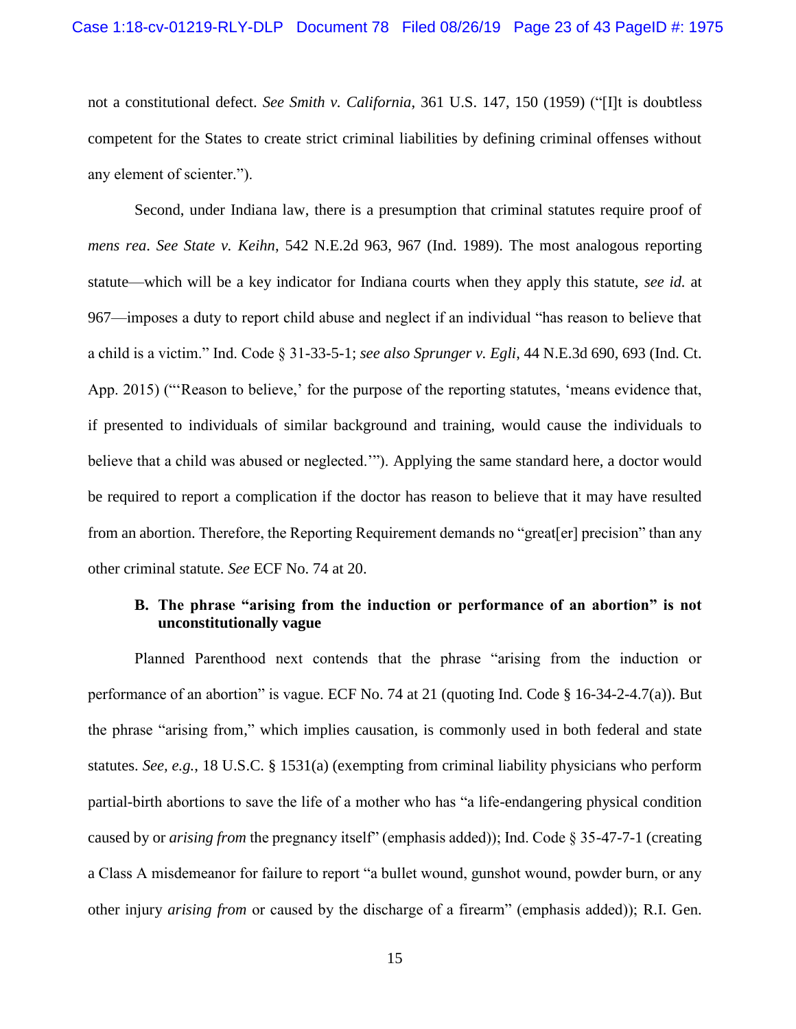not a constitutional defect. *See Smith v. California*, 361 U.S. 147, 150 (1959) ("[I]t is doubtless competent for the States to create strict criminal liabilities by defining criminal offenses without any element of scienter.").

Second, under Indiana law, there is a presumption that criminal statutes require proof of *mens rea*. *See State v. Keihn*, 542 N.E.2d 963, 967 (Ind. 1989). The most analogous reporting statute—which will be a key indicator for Indiana courts when they apply this statute, *see id.* at 967—imposes a duty to report child abuse and neglect if an individual "has reason to believe that a child is a victim." Ind. Code § 31-33-5-1; *see also Sprunger v. Egli*, 44 N.E.3d 690, 693 (Ind. Ct. App. 2015) ("'Reason to believe,' for the purpose of the reporting statutes, 'means evidence that, if presented to individuals of similar background and training, would cause the individuals to believe that a child was abused or neglected.'"). Applying the same standard here, a doctor would be required to report a complication if the doctor has reason to believe that it may have resulted from an abortion. Therefore, the Reporting Requirement demands no "great[er] precision" than any other criminal statute. *See* ECF No. 74 at 20.

### B. The phrase "arising from the induction or performance of an abortion" is not unconstitutionally vague

Planned Parenthood next contends that the phrase "arising from the induction or performance of an abortion" is vague. ECF No. 74 at 21 (quoting Ind. Code § 16-34-2-4.7(a)). But the phrase "arising from," which implies causation, is commonly used in both federal and state statutes. *See, e.g.*, 18 U.S.C. § 1531(a) (exempting from criminal liability physicians who perform partial-birth abortions to save the life of a mother who has "a life-endangering physical condition caused by or *arising from* the pregnancy itself" (emphasis added)); Ind. Code § 35-47-7-1 (creating a Class A misdemeanor for failure to report "a bullet wound, gunshot wound, powder burn, or any other injury *arising from* or caused by the discharge of a firearm" (emphasis added)); R.I. Gen.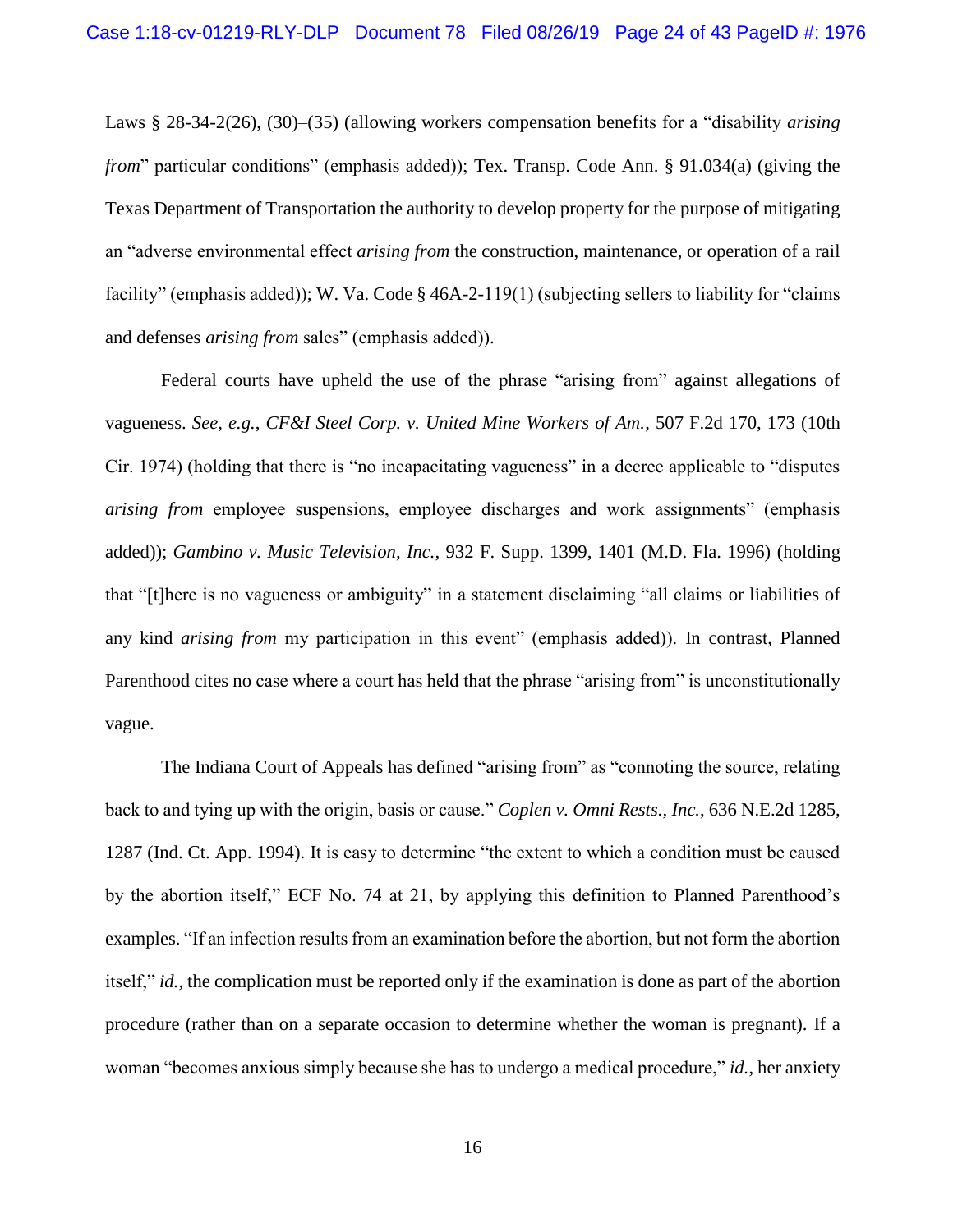Laws § 28-34-2(26), (30)–(35) (allowing workers compensation benefits for a "disability *arising from*" particular conditions" (emphasis added)); Tex. Transp. Code Ann. § 91.034(a) (giving the Texas Department of Transportation the authority to develop property for the purpose of mitigating an "adverse environmental effect *arising from* the construction, maintenance, or operation of a rail facility" (emphasis added)); W. Va. Code § 46A-2-119(1) (subjecting sellers to liability for "claims and defenses *arising from* sales" (emphasis added)).

Federal courts have upheld the use of the phrase "arising from" against allegations of vagueness. *See, e.g.*, *CF&I Steel Corp. v. United Mine Workers of Am.*, 507 F.2d 170, 173 (10th Cir. 1974) (holding that there is "no incapacitating vagueness" in a decree applicable to "disputes *arising from* employee suspensions, employee discharges and work assignments" (emphasis added)); *Gambino v. Music Television, Inc.*, 932 F. Supp. 1399, 1401 (M.D. Fla. 1996) (holding that "[t]here is no vagueness or ambiguity" in a statement disclaiming "all claims or liabilities of any kind *arising from* my participation in this event" (emphasis added)). In contrast, Planned Parenthood cites no case where a court has held that the phrase "arising from" is unconstitutionally vague.

The Indiana Court of Appeals has defined "arising from" as "connoting the source, relating back to and tying up with the origin, basis or cause." *Coplen v. Omni Rests., Inc.*, 636 N.E.2d 1285, 1287 (Ind. Ct. App. 1994). It is easy to determine "the extent to which a condition must be caused by the abortion itself," ECF No. 74 at 21, by applying this definition to Planned Parenthood's examples. "If an infection results from an examination before the abortion, but not form the abortion itself," *id.*, the complication must be reported only if the examination is done as part of the abortion procedure (rather than on a separate occasion to determine whether the woman is pregnant). If a woman "becomes anxious simply because she has to undergo a medical procedure," *id.*, her anxiety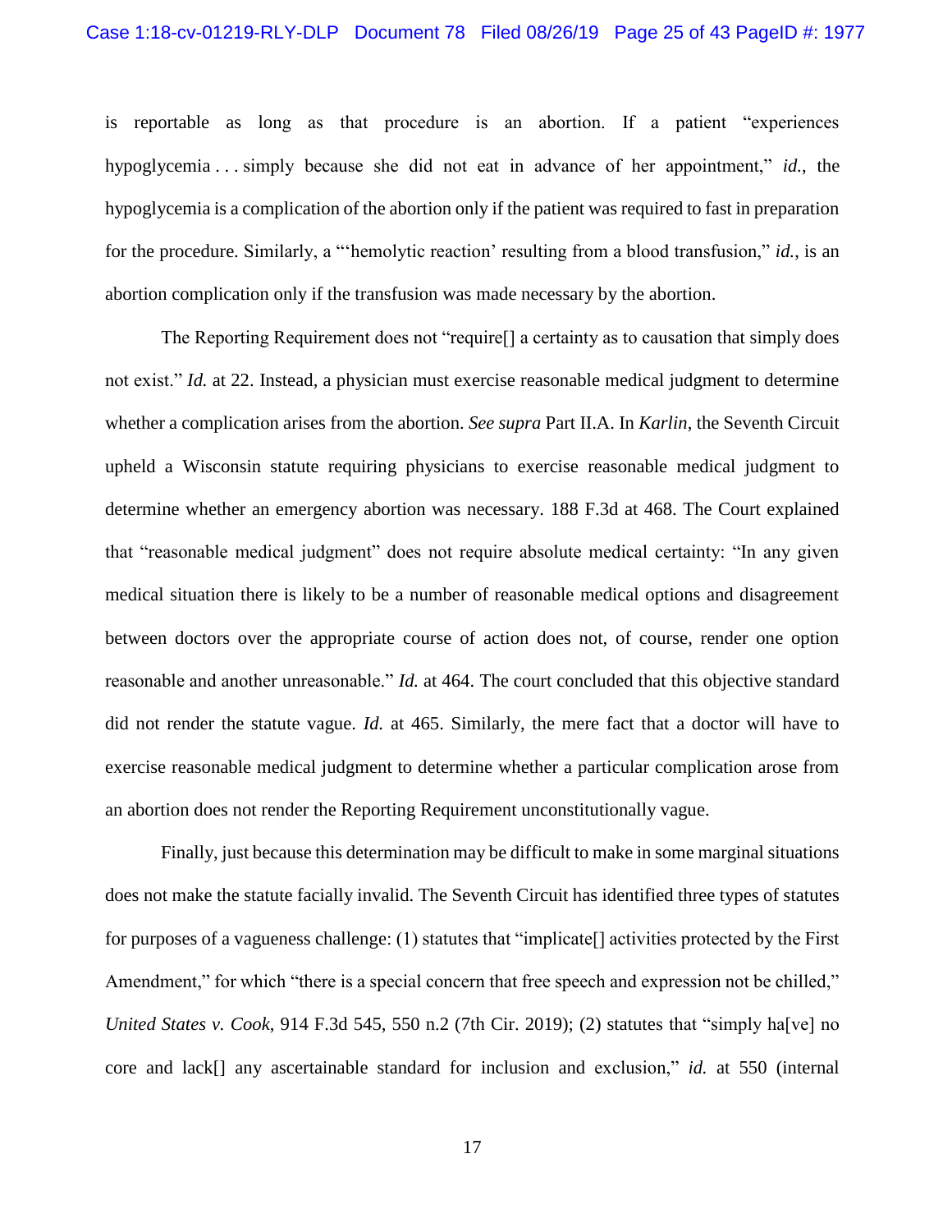is reportable as long as that procedure is an abortion. If a patient "experiences hypoglycemia . . . simply because she did not eat in advance of her appointment," *id.*, the hypoglycemia is a complication of the abortion only if the patient was required to fast in preparation for the procedure. Similarly, a "'hemolytic reaction' resulting from a blood transfusion," *id.*, is an abortion complication only if the transfusion was made necessary by the abortion.

The Reporting Requirement does not "require[] a certainty as to causation that simply does not exist." *Id.* at 22. Instead, a physician must exercise reasonable medical judgment to determine whether a complication arises from the abortion. *See supra* Part II.A. In *Karlin*, the Seventh Circuit upheld a Wisconsin statute requiring physicians to exercise reasonable medical judgment to determine whether an emergency abortion was necessary. 188 F.3d at 468. The Court explained that "reasonable medical judgment" does not require absolute medical certainty: "In any given medical situation there is likely to be a number of reasonable medical options and disagreement between doctors over the appropriate course of action does not, of course, render one option reasonable and another unreasonable." *Id.* at 464. The court concluded that this objective standard did not render the statute vague. *Id.* at 465. Similarly, the mere fact that a doctor will have to exercise reasonable medical judgment to determine whether a particular complication arose from an abortion does not render the Reporting Requirement unconstitutionally vague.

Finally, just because this determination may be difficult to make in some marginal situations does not make the statute facially invalid. The Seventh Circuit has identified three types of statutes for purposes of a vagueness challenge: (1) statutes that "implicate[] activities protected by the First Amendment," for which "there is a special concern that free speech and expression not be chilled," *United States v. Cook*, 914 F.3d 545, 550 n.2 (7th Cir. 2019); (2) statutes that "simply ha[ve] no core and lack[] any ascertainable standard for inclusion and exclusion," *id.* at 550 (internal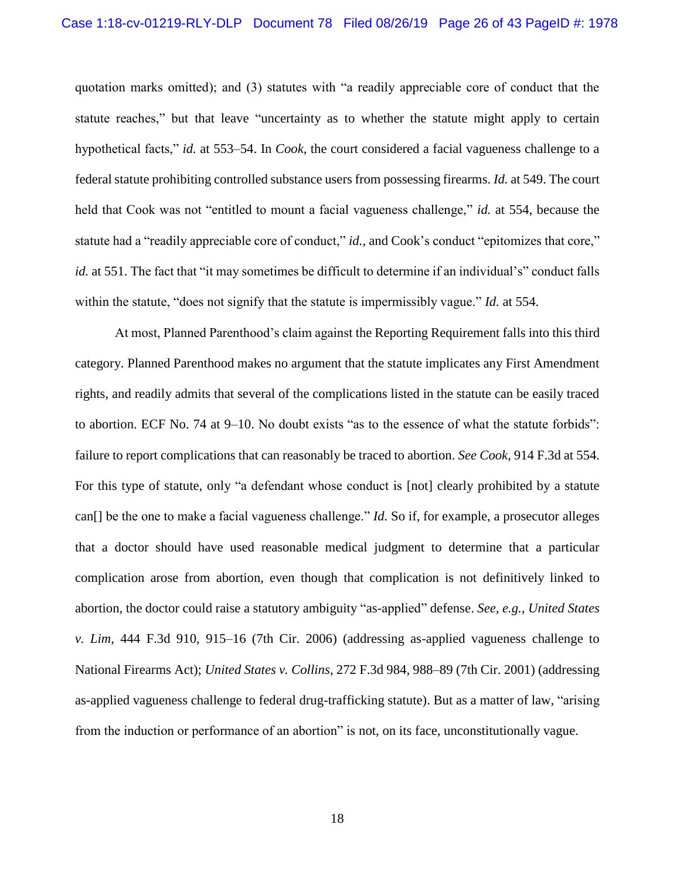quotation marks omitted); and (3) statutes with "a readily appreciable core of conduct that the statute reaches," but that leave "uncertainty as to whether the statute might apply to certain hypothetical facts," *id.* at 553–54. In *Cook*, the court considered a facial vagueness challenge to a federal statute prohibiting controlled substance users from possessing firearms. *Id.* at 549. The court held that Cook was not "entitled to mount a facial vagueness challenge," *id.* at 554, because the statute had a "readily appreciable core of conduct," *id.*, and Cook's conduct "epitomizes that core," *id.* at 551. The fact that "it may sometimes be difficult to determine if an individual's" conduct falls within the statute, "does not signify that the statute is impermissibly vague." *Id.* at 554.

At most, Planned Parenthood's claim against the Reporting Requirement falls into this third category. Planned Parenthood makes no argument that the statute implicates any First Amendment rights, and readily admits that several of the complications listed in the statute can be easily traced to abortion. ECF No. 74 at 9–10. No doubt exists "as to the essence of what the statute forbids": failure to report complications that can reasonably be traced to abortion. *See Cook*, 914 F.3d at 554. For this type of statute, only "a defendant whose conduct is [not] clearly prohibited by a statute can[] be the one to make a facial vagueness challenge." *Id.* So if, for example, a prosecutor alleges that a doctor should have used reasonable medical judgment to determine that a particular complication arose from abortion, even though that complication is not definitively linked to abortion, the doctor could raise a statutory ambiguity "as-applied" defense. *See, e.g.*, *United States v. Lim*, 444 F.3d 910, 915–16 (7th Cir. 2006) (addressing as-applied vagueness challenge to National Firearms Act); *United States v. Collins*, 272 F.3d 984, 988–89 (7th Cir. 2001) (addressing as-applied vagueness challenge to federal drug-trafficking statute). But as a matter of law, "arising from the induction or performance of an abortion" is not, on its face, unconstitutionally vague.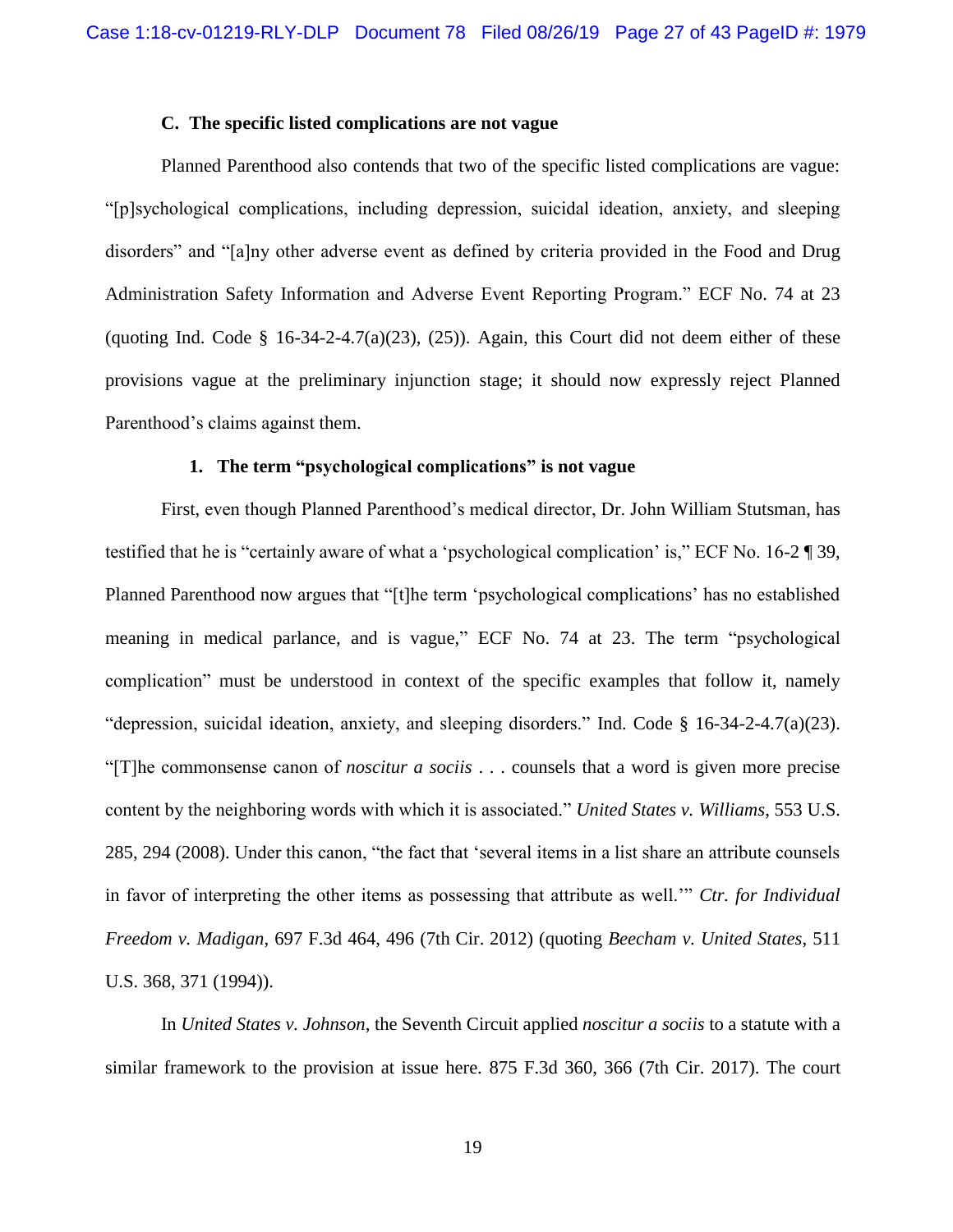### C. The specific listed complications are not vague

Planned Parenthood also contends that two of the specific listed complications are vague: "[p]sychological complications, including depression, suicidal ideation, anxiety, and sleeping disorders" and "[a]ny other adverse event as defined by criteria provided in the Food and Drug Administration Safety Information and Adverse Event Reporting Program." ECF No. 74 at 23 (quoting Ind. Code § 16-34-2-4.7(a)(23), (25)). Again, this Court did not deem either of these provisions vague at the preliminary injunction stage; it should now expressly reject Planned Parenthood's claims against them.

#### 1. The term "psychological complications" is not vague

First, even though Planned Parenthood's medical director, Dr. John William Stutsman, has testified that he is "certainly aware of what a 'psychological complication' is," ECF No. 16-2 ¶ 39, Planned Parenthood now argues that "[t]he term 'psychological complications' has no established meaning in medical parlance, and is vague," ECF No. 74 at 23. The term "psychological complication" must be understood in context of the specific examples that follow it, namely "depression, suicidal ideation, anxiety, and sleeping disorders." Ind. Code § 16-34-2-4.7(a)(23). "[T]he commonsense canon of *noscitur a sociis* . . . counsels that a word is given more precise content by the neighboring words with which it is associated." *United States v. Williams*, 553 U.S. 285, 294 (2008). Under this canon, "the fact that 'several items in a list share an attribute counsels in favor of interpreting the other items as possessing that attribute as well.'" *Ctr. for Individual Freedom v. Madigan*, 697 F.3d 464, 496 (7th Cir. 2012) (quoting *Beecham v. United States*, 511 U.S. 368, 371 (1994)).

In *United States v. Johnson*, the Seventh Circuit applied *noscitur a sociis* to a statute with a similar framework to the provision at issue here. 875 F.3d 360, 366 (7th Cir. 2017). The court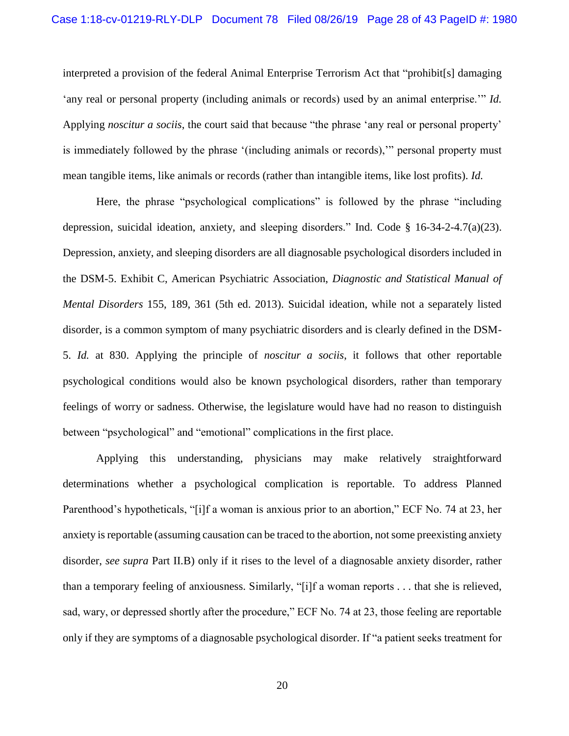interpreted a provision of the federal Animal Enterprise Terrorism Act that "prohibit[s] damaging 'any real or personal property (including animals or records) used by an animal enterprise.'" *Id.* Applying *noscitur a sociis*, the court said that because "the phrase 'any real or personal property' is immediately followed by the phrase '(including animals or records),'" personal property must mean tangible items, like animals or records (rather than intangible items, like lost profits). *Id.*

Here, the phrase "psychological complications" is followed by the phrase "including depression, suicidal ideation, anxiety, and sleeping disorders." Ind. Code § 16-34-2-4.7(a)(23). Depression, anxiety, and sleeping disorders are all diagnosable psychological disorders included in the DSM-5. Exhibit C, American Psychiatric Association, *Diagnostic and Statistical Manual of Mental Disorders* 155, 189, 361 (5th ed. 2013). Suicidal ideation, while not a separately listed disorder, is a common symptom of many psychiatric disorders and is clearly defined in the DSM-5. *Id.* at 830. Applying the principle of *noscitur a sociis*, it follows that other reportable psychological conditions would also be known psychological disorders, rather than temporary feelings of worry or sadness. Otherwise, the legislature would have had no reason to distinguish between "psychological" and "emotional" complications in the first place.

Applying this understanding, physicians may make relatively straightforward determinations whether a psychological complication is reportable. To address Planned Parenthood's hypotheticals, "[i]f a woman is anxious prior to an abortion," ECF No. 74 at 23, her anxiety is reportable (assuming causation can be traced to the abortion, not some preexisting anxiety disorder, *see supra* Part II.B) only if it rises to the level of a diagnosable anxiety disorder, rather than a temporary feeling of anxiousness. Similarly, "[i]f a woman reports . . . that she is relieved, sad, wary, or depressed shortly after the procedure," ECF No. 74 at 23, those feeling are reportable only if they are symptoms of a diagnosable psychological disorder. If "a patient seeks treatment for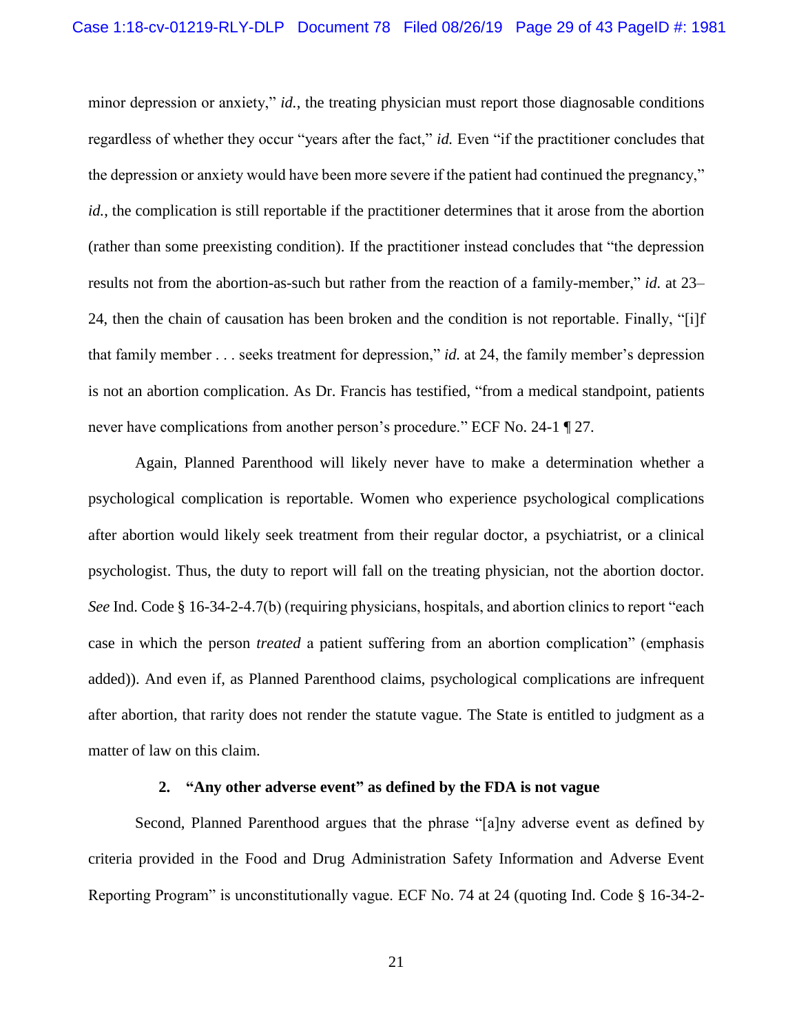minor depression or anxiety," *id.*, the treating physician must report those diagnosable conditions regardless of whether they occur "years after the fact," *id.* Even "if the practitioner concludes that the depression or anxiety would have been more severe if the patient had continued the pregnancy," *id.*, the complication is still reportable if the practitioner determines that it arose from the abortion (rather than some preexisting condition). If the practitioner instead concludes that "the depression results not from the abortion-as-such but rather from the reaction of a family-member," *id.* at 23–24, then the chain of causation has been broken and the condition is not reportable. Finally, "[i]f that family member . . . seeks treatment for depression," *id.* at 24, the family member's depression is not an abortion complication. As Dr. Francis has testified, "from a medical standpoint, patients never have complications from another person's procedure." ECF No. 24-1 ¶ 27.

Again, Planned Parenthood will likely never have to make a determination whether a psychological complication is reportable. Women who experience psychological complications after abortion would likely seek treatment from their regular doctor, a psychiatrist, or a clinical psychologist. Thus, the duty to report will fall on the treating physician, not the abortion doctor. *See* Ind. Code § 16-34-2-4.7(b) (requiring physicians, hospitals, and abortion clinics to report "each case in which the person *treated* a patient suffering from an abortion complication" (emphasis added)). And even if, as Planned Parenthood claims, psychological complications are infrequent after abortion, that rarity does not render the statute vague. The State is entitled to judgment as a matter of law on this claim.

### 2. "Any other adverse event" as defined by the FDA is not vague

Second, Planned Parenthood argues that the phrase "[a]ny adverse event as defined by criteria provided in the Food and Drug Administration Safety Information and Adverse Event Reporting Program" is unconstitutionally vague. ECF No. 74 at 24 (quoting Ind. Code § 16-34-2-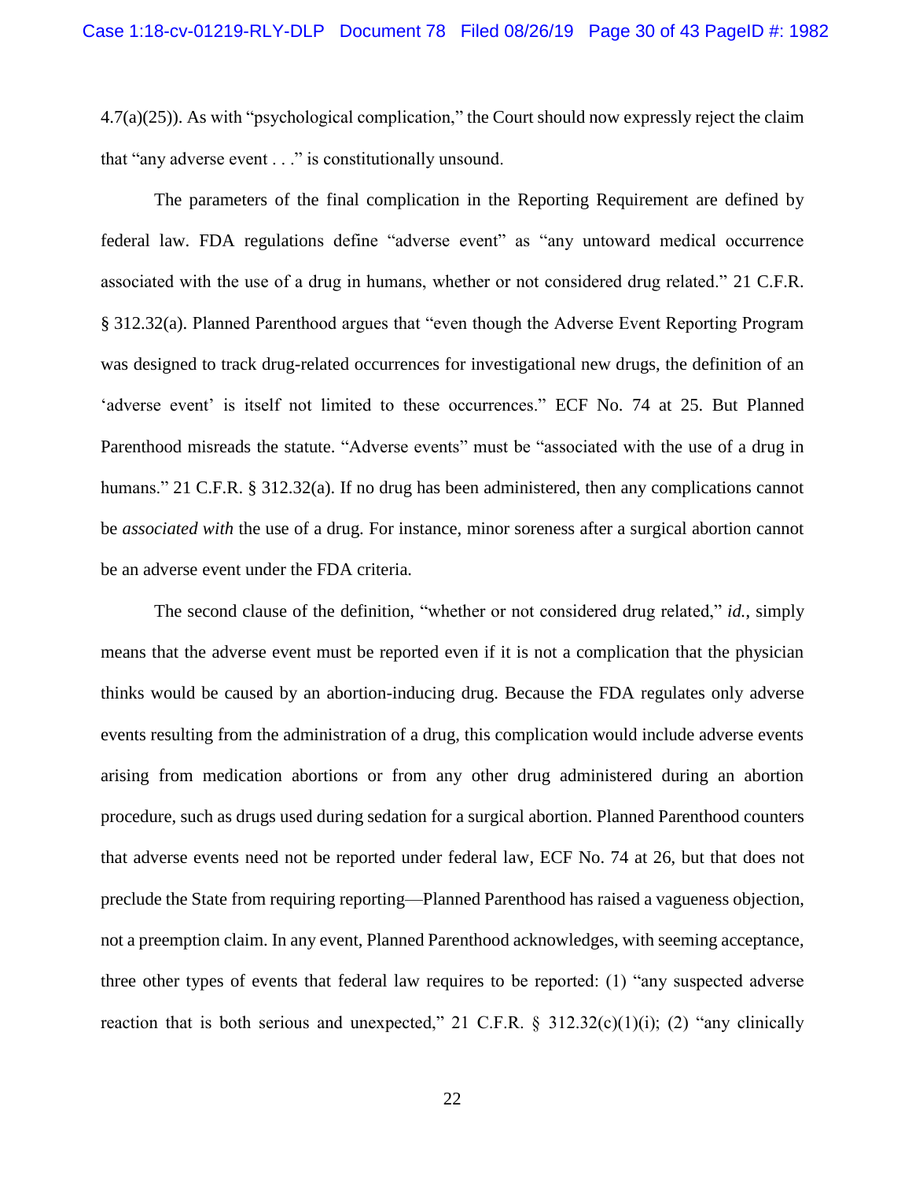4.7(a)(25)). As with "psychological complication," the Court should now expressly reject the claim that "any adverse event . . ." is constitutionally unsound.

The parameters of the final complication in the Reporting Requirement are defined by federal law. FDA regulations define "adverse event" as "any untoward medical occurrence associated with the use of a drug in humans, whether or not considered drug related." 21 C.F.R. § 312.32(a). Planned Parenthood argues that "even though the Adverse Event Reporting Program was designed to track drug-related occurrences for investigational new drugs, the definition of an 'adverse event' is itself not limited to these occurrences." ECF No. 74 at 25. But Planned Parenthood misreads the statute. "Adverse events" must be "associated with the use of a drug in humans." 21 C.F.R. § 312.32(a). If no drug has been administered, then any complications cannot be *associated with* the use of a drug. For instance, minor soreness after a surgical abortion cannot be an adverse event under the FDA criteria.

The second clause of the definition, "whether or not considered drug related," *id.*, simply means that the adverse event must be reported even if it is not a complication that the physician thinks would be caused by an abortion-inducing drug. Because the FDA regulates only adverse events resulting from the administration of a drug, this complication would include adverse events arising from medication abortions or from any other drug administered during an abortion procedure, such as drugs used during sedation for a surgical abortion. Planned Parenthood counters that adverse events need not be reported under federal law, ECF No. 74 at 26, but that does not preclude the State from requiring reporting—Planned Parenthood has raised a vagueness objection, not a preemption claim. In any event, Planned Parenthood acknowledges, with seeming acceptance, three other types of events that federal law requires to be reported: (1) "any suspected adverse reaction that is both serious and unexpected," 21 C.F.R. § 312.32(c)(1)(i); (2) "any clinically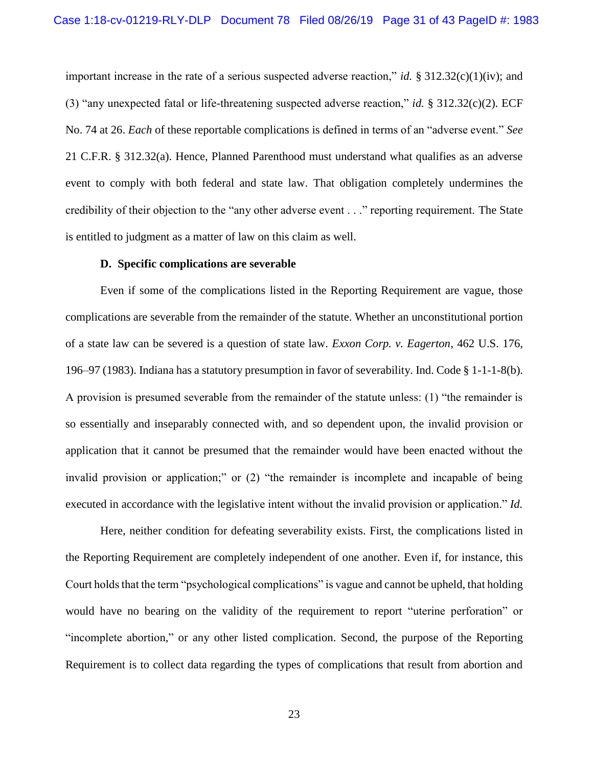important increase in the rate of a serious suspected adverse reaction," *id.* § 312.32(c)(1)(iv); and (3) "any unexpected fatal or life-threatening suspected adverse reaction," *id.* § 312.32(c)(2). ECF No. 74 at 26. *Each* of these reportable complications is defined in terms of an "adverse event." *See* 21 C.F.R. § 312.32(a). Hence, Planned Parenthood must understand what qualifies as an adverse event to comply with both federal and state law. That obligation completely undermines the credibility of their objection to the "any other adverse event . . ." reporting requirement. The State is entitled to judgment as a matter of law on this claim as well.

**D. Specific complications are severable**

Even if some of the complications listed in the Reporting Requirement are vague, those complications are severable from the remainder of the statute. Whether an unconstitutional portion of a state law can be severed is a question of state law. *Exxon Corp. v. Eagerton*, 462 U.S. 176, 196–97 (1983). Indiana has a statutory presumption in favor of severability. Ind. Code § 1-1-1-8(b). A provision is presumed severable from the remainder of the statute unless: (1) "the remainder is so essentially and inseparably connected with, and so dependent upon, the invalid provision or application that it cannot be presumed that the remainder would have been enacted without the invalid provision or application;" or (2) "the remainder is incomplete and incapable of being executed in accordance with the legislative intent without the invalid provision or application." *Id.*

Here, neither condition for defeating severability exists. First, the complications listed in the Reporting Requirement are completely independent of one another. Even if, for instance, this Court holds that the term "psychological complications" is vague and cannot be upheld, that holding would have no bearing on the validity of the requirement to report "uterine perforation" or "incomplete abortion," or any other listed complication. Second, the purpose of the Reporting Requirement is to collect data regarding the types of complications that result from abortion and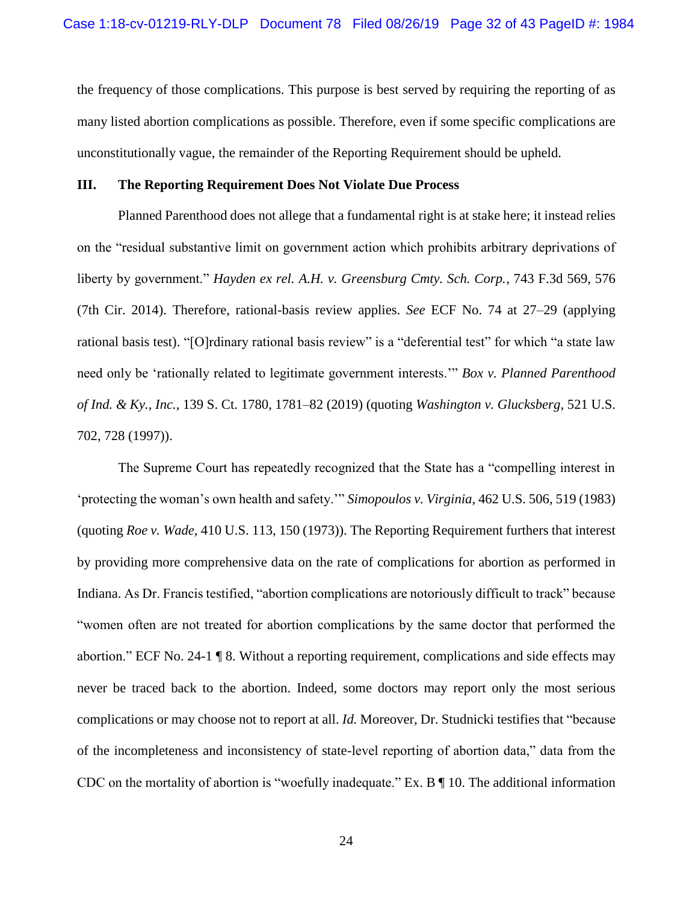the frequency of those complications. This purpose is best served by requiring the reporting of as many listed abortion complications as possible. Therefore, even if some specific complications are unconstitutionally vague, the remainder of the Reporting Requirement should be upheld.

## III. The Reporting Requirement Does Not Violate Due Process

Planned Parenthood does not allege that a fundamental right is at stake here; it instead relies on the "residual substantive limit on government action which prohibits arbitrary deprivations of liberty by government." *Hayden ex rel. A.H. v. Greensburg Cmty. Sch. Corp.*, 743 F.3d 569, 576 (7th Cir. 2014). Therefore, rational-basis review applies. *See* ECF No. 74 at 27–29 (applying rational basis test). "[O]rdinary rational basis review" is a "deferential test" for which "a state law need only be 'rationally related to legitimate government interests.'" *Box v. Planned Parenthood of Ind. & Ky., Inc.*, 139 S. Ct. 1780, 1781–82 (2019) (quoting *Washington v. Glucksberg*, 521 U.S. 702, 728 (1997)).

The Supreme Court has repeatedly recognized that the State has a "compelling interest in 'protecting the woman's own health and safety.'" *Simopoulos v. Virginia*, 462 U.S. 506, 519 (1983) (quoting *Roe v. Wade*, 410 U.S. 113, 150 (1973)). The Reporting Requirement furthers that interest by providing more comprehensive data on the rate of complications for abortion as performed in Indiana. As Dr. Francis testified, "abortion complications are notoriously difficult to track" because "women often are not treated for abortion complications by the same doctor that performed the abortion." ECF No. 24-1 ¶ 8. Without a reporting requirement, complications and side effects may never be traced back to the abortion. Indeed, some doctors may report only the most serious complications or may choose not to report at all. *Id.* Moreover, Dr. Studnicki testifies that "because of the incompleteness and inconsistency of state-level reporting of abortion data," data from the CDC on the mortality of abortion is "woefully inadequate." Ex. B ¶ 10. The additional information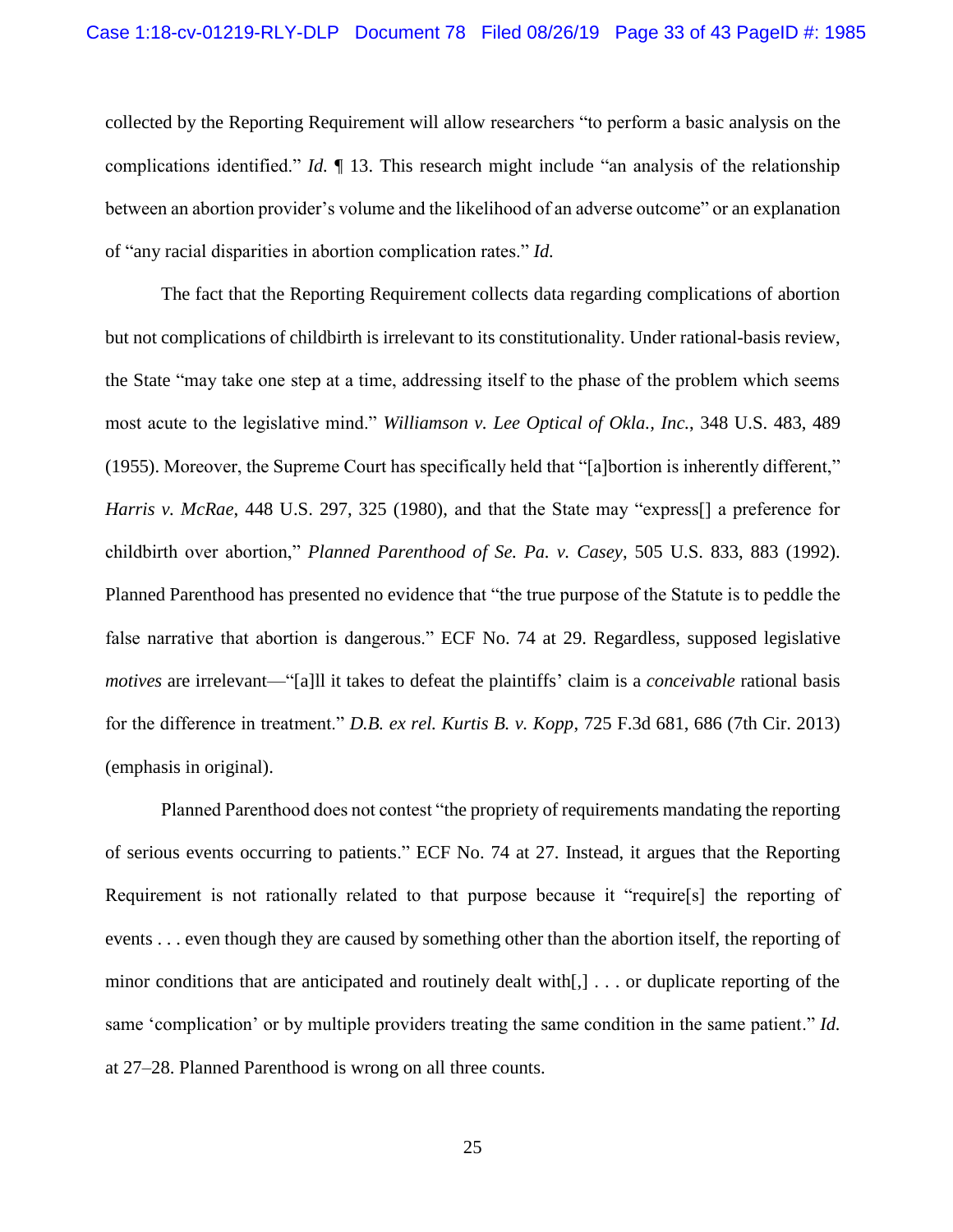collected by the Reporting Requirement will allow researchers "to perform a basic analysis on the complications identified." *Id.* ¶ 13. This research might include "an analysis of the relationship between an abortion provider's volume and the likelihood of an adverse outcome" or an explanation of "any racial disparities in abortion complication rates." *Id.*

The fact that the Reporting Requirement collects data regarding complications of abortion but not complications of childbirth is irrelevant to its constitutionality. Under rational-basis review, the State "may take one step at a time, addressing itself to the phase of the problem which seems most acute to the legislative mind." *Williamson v. Lee Optical of Okla., Inc.*, 348 U.S. 483, 489 (1955). Moreover, the Supreme Court has specifically held that "[a]bortion is inherently different," *Harris v. McRae*, 448 U.S. 297, 325 (1980), and that the State may "express[] a preference for childbirth over abortion," *Planned Parenthood of Se. Pa. v. Casey*, 505 U.S. 833, 883 (1992). Planned Parenthood has presented no evidence that "the true purpose of the Statute is to peddle the false narrative that abortion is dangerous." ECF No. 74 at 29. Regardless, supposed legislative *motives* are irrelevant—"[a]ll it takes to defeat the plaintiffs' claim is a *conceivable* rational basis for the difference in treatment." *D.B. ex rel. Kurtis B. v. Kopp*, 725 F.3d 681, 686 (7th Cir. 2013) (emphasis in original).

Planned Parenthood does not contest "the propriety of requirements mandating the reporting of serious events occurring to patients." ECF No. 74 at 27. Instead, it argues that the Reporting Requirement is not rationally related to that purpose because it "require[s] the reporting of events . . . even though they are caused by something other than the abortion itself, the reporting of minor conditions that are anticipated and routinely dealt with[,] . . . or duplicate reporting of the same 'complication' or by multiple providers treating the same condition in the same patient." *Id.* at 27–28. Planned Parenthood is wrong on all three counts.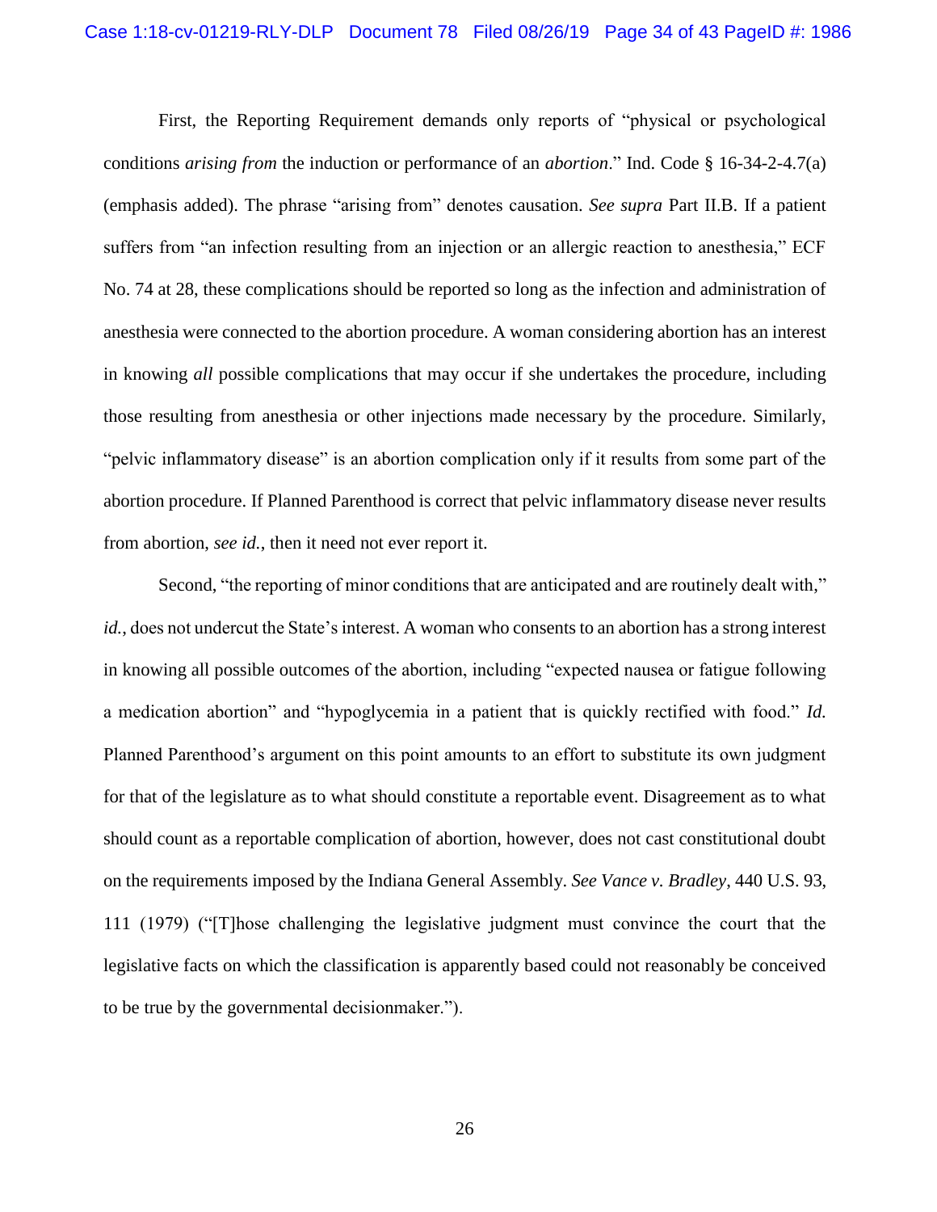First, the Reporting Requirement demands only reports of "physical or psychological conditions *arising from* the induction or performance of an *abortion*." Ind. Code § 16-34-2-4.7(a) (emphasis added). The phrase "arising from" denotes causation. *See supra* Part II.B. If a patient suffers from "an infection resulting from an injection or an allergic reaction to anesthesia," ECF No. 74 at 28, these complications should be reported so long as the infection and administration of anesthesia were connected to the abortion procedure. A woman considering abortion has an interest in knowing *all* possible complications that may occur if she undertakes the procedure, including those resulting from anesthesia or other injections made necessary by the procedure. Similarly, "pelvic inflammatory disease" is an abortion complication only if it results from some part of the abortion procedure. If Planned Parenthood is correct that pelvic inflammatory disease never results from abortion, *see id.*, then it need not ever report it.

Second, "the reporting of minor conditions that are anticipated and are routinely dealt with," *id.*, does not undercut the State's interest. A woman who consents to an abortion has a strong interest in knowing all possible outcomes of the abortion, including "expected nausea or fatigue following a medication abortion" and "hypoglycemia in a patient that is quickly rectified with food." *Id.* Planned Parenthood's argument on this point amounts to an effort to substitute its own judgment for that of the legislature as to what should constitute a reportable event. Disagreement as to what should count as a reportable complication of abortion, however, does not cast constitutional doubt on the requirements imposed by the Indiana General Assembly. *See Vance v. Bradley*, 440 U.S. 93, 111 (1979) ("[T]hose challenging the legislative judgment must convince the court that the legislative facts on which the classification is apparently based could not reasonably be conceived to be true by the governmental decisionmaker.").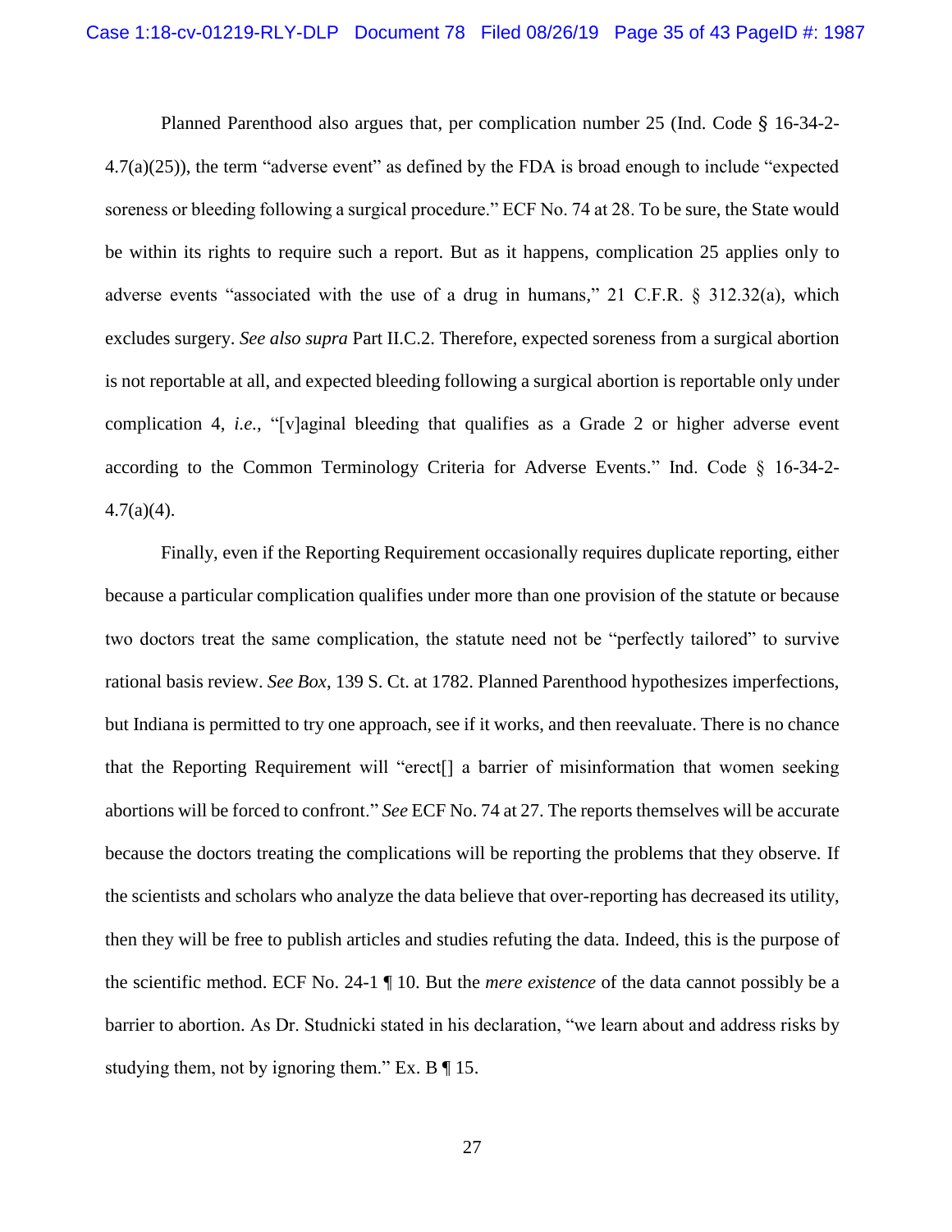Planned Parenthood also argues that, per complication number 25 (Ind. Code § 16-34-2-4.7(a)(25)), the term "adverse event" as defined by the FDA is broad enough to include "expected soreness or bleeding following a surgical procedure." ECF No. 74 at 28. To be sure, the State would be within its rights to require such a report. But as it happens, complication 25 applies only to adverse events "associated with the use of a drug in humans," 21 C.F.R. § 312.32(a), which excludes surgery. *See also supra* Part II.C.2. Therefore, expected soreness from a surgical abortion is not reportable at all, and expected bleeding following a surgical abortion is reportable only under complication 4, *i.e.*, "[v]aginal bleeding that qualifies as a Grade 2 or higher adverse event according to the Common Terminology Criteria for Adverse Events." Ind. Code § 16-34-2-4.7(a)(4).

Finally, even if the Reporting Requirement occasionally requires duplicate reporting, either because a particular complication qualifies under more than one provision of the statute or because two doctors treat the same complication, the statute need not be "perfectly tailored" to survive rational basis review. *See Box*, 139 S. Ct. at 1782. Planned Parenthood hypothesizes imperfections, but Indiana is permitted to try one approach, see if it works, and then reevaluate. There is no chance that the Reporting Requirement will "erect[] a barrier of misinformation that women seeking abortions will be forced to confront." *See* ECF No. 74 at 27. The reports themselves will be accurate because the doctors treating the complications will be reporting the problems that they observe. If the scientists and scholars who analyze the data believe that over-reporting has decreased its utility, then they will be free to publish articles and studies refuting the data. Indeed, this is the purpose of the scientific method. ECF No. 24-1 ¶ 10. But the *mere existence* of the data cannot possibly be a barrier to abortion. As Dr. Studnicki stated in his declaration, "we learn about and address risks by studying them, not by ignoring them." Ex. B ¶ 15.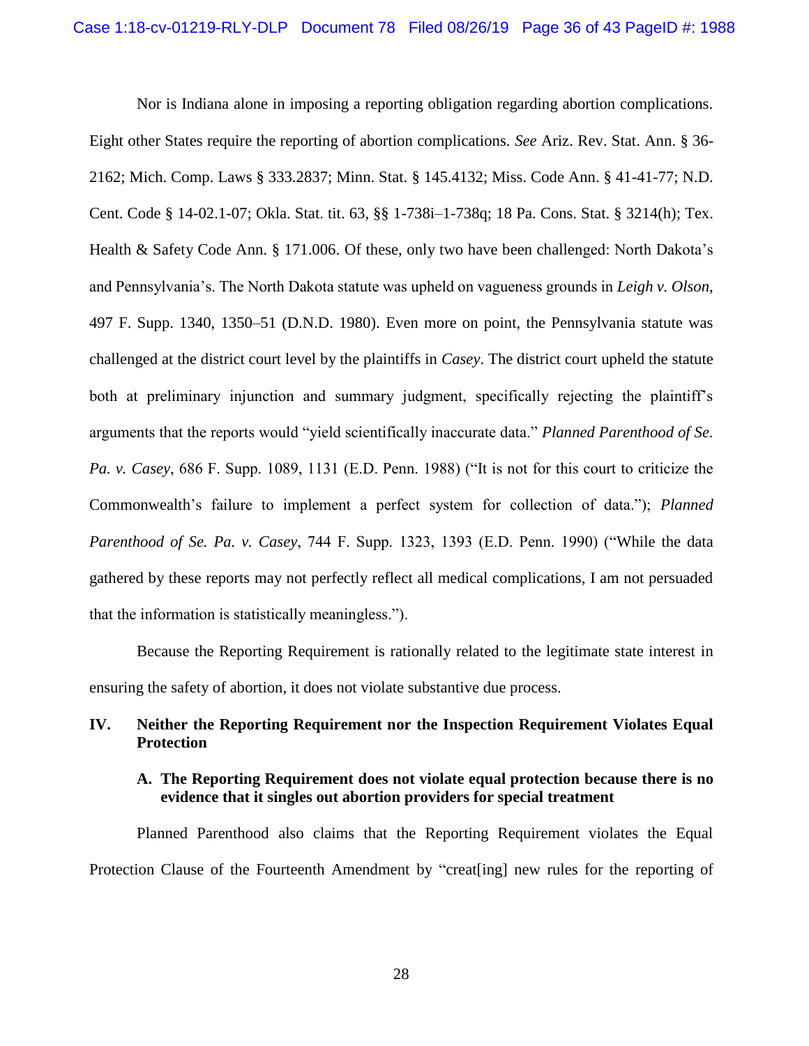Nor is Indiana alone in imposing a reporting obligation regarding abortion complications. Eight other States require the reporting of abortion complications. *See* Ariz. Rev. Stat. Ann. § 36-2162; Mich. Comp. Laws § 333.2837; Minn. Stat. § 145.4132; Miss. Code Ann. § 41-41-77; N.D. Cent. Code § 14-02.1-07; Okla. Stat. tit. 63, §§ 1-738i–1-738q; 18 Pa. Cons. Stat. § 3214(h); Tex. Health & Safety Code Ann. § 171.006. Of these, only two have been challenged: North Dakota's and Pennsylvania's. The North Dakota statute was upheld on vagueness grounds in *Leigh v. Olson*, 497 F. Supp. 1340, 1350–51 (D.N.D. 1980). Even more on point, the Pennsylvania statute was challenged at the district court level by the plaintiffs in *Casey*. The district court upheld the statute both at preliminary injunction and summary judgment, specifically rejecting the plaintiff's arguments that the reports would "yield scientifically inaccurate data." *Planned Parenthood of Se. Pa. v. Casey*, 686 F. Supp. 1089, 1131 (E.D. Penn. 1988) ("It is not for this court to criticize the Commonwealth's failure to implement a perfect system for collection of data."); *Planned Parenthood of Se. Pa. v. Casey*, 744 F. Supp. 1323, 1393 (E.D. Penn. 1990) ("While the data gathered by these reports may not perfectly reflect all medical complications, I am not persuaded that the information is statistically meaningless.").

Because the Reporting Requirement is rationally related to the legitimate state interest in ensuring the safety of abortion, it does not violate substantive due process.

## IV. Neither the Reporting Requirement nor the Inspection Requirement Violates Equal Protection

### A. The Reporting Requirement does not violate equal protection because there is no evidence that it singles out abortion providers for special treatment

Planned Parenthood also claims that the Reporting Requirement violates the Equal Protection Clause of the Fourteenth Amendment by "creat[ing] new rules for the reporting of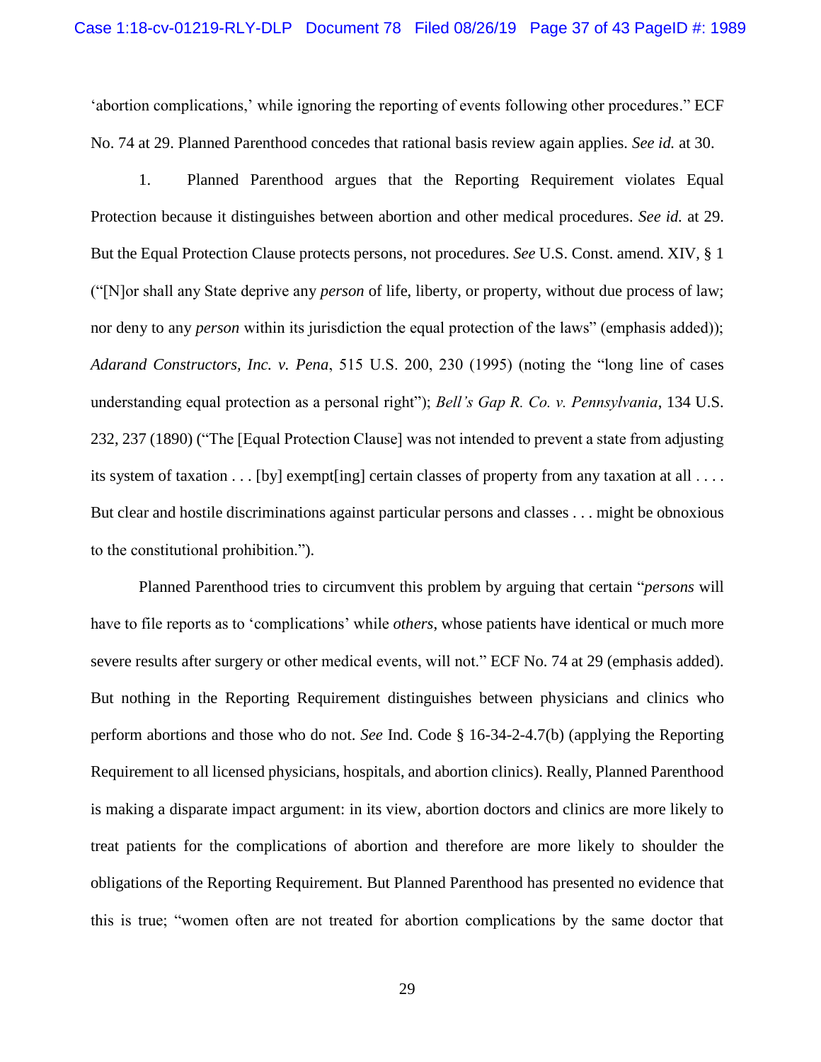'abortion complications,' while ignoring the reporting of events following other procedures." ECF No. 74 at 29. Planned Parenthood concedes that rational basis review again applies. *See id.* at 30.

1. Planned Parenthood argues that the Reporting Requirement violates Equal Protection because it distinguishes between abortion and other medical procedures. *See id.* at 29. But the Equal Protection Clause protects persons, not procedures. *See* U.S. Const. amend. XIV, § 1 ("[N]or shall any State deprive any *person* of life, liberty, or property, without due process of law; nor deny to any *person* within its jurisdiction the equal protection of the laws" (emphasis added)); *Adarand Constructors, Inc. v. Pena*, 515 U.S. 200, 230 (1995) (noting the "long line of cases understanding equal protection as a personal right"); *Bell's Gap R. Co. v. Pennsylvania*, 134 U.S. 232, 237 (1890) ("The [Equal Protection Clause] was not intended to prevent a state from adjusting its system of taxation . . . [by] exempt[ing] certain classes of property from any taxation at all . . . . But clear and hostile discriminations against particular persons and classes . . . might be obnoxious to the constitutional prohibition.").

Planned Parenthood tries to circumvent this problem by arguing that certain "*persons* will have to file reports as to 'complications' while *others*, whose patients have identical or much more severe results after surgery or other medical events, will not." ECF No. 74 at 29 (emphasis added). But nothing in the Reporting Requirement distinguishes between physicians and clinics who perform abortions and those who do not. *See* Ind. Code § 16-34-2-4.7(b) (applying the Reporting Requirement to all licensed physicians, hospitals, and abortion clinics). Really, Planned Parenthood is making a disparate impact argument: in its view, abortion doctors and clinics are more likely to treat patients for the complications of abortion and therefore are more likely to shoulder the obligations of the Reporting Requirement. But Planned Parenthood has presented no evidence that this is true; "women often are not treated for abortion complications by the same doctor that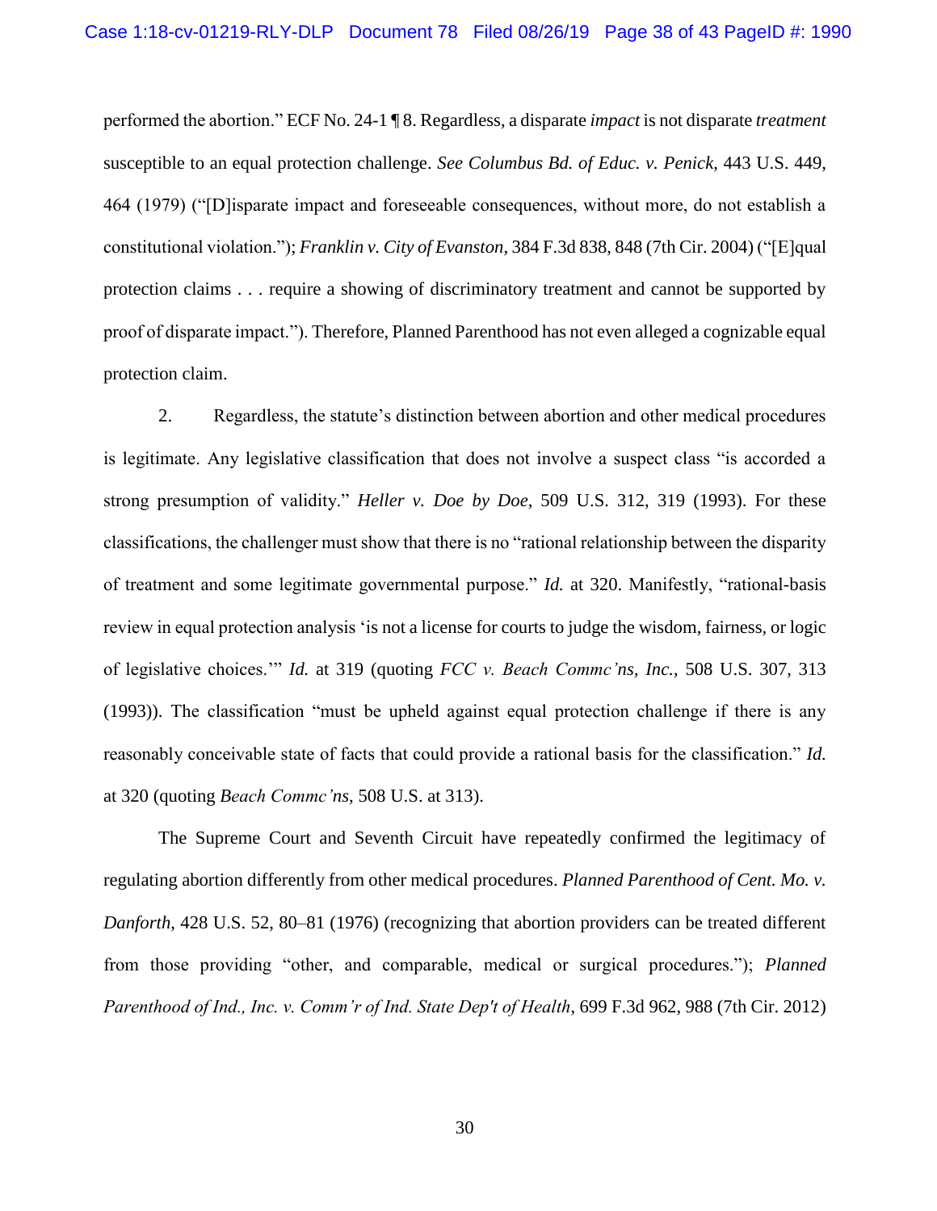performed the abortion." ECF No. 24-1 ¶ 8. Regardless, a disparate *impact* is not disparate *treatment* susceptible to an equal protection challenge. *See Columbus Bd. of Educ. v. Penick*, 443 U.S. 449, 464 (1979) ("[D]isparate impact and foreseeable consequences, without more, do not establish a constitutional violation."); *Franklin v. City of Evanston*, 384 F.3d 838, 848 (7th Cir. 2004) ("[E]qual protection claims . . . require a showing of discriminatory treatment and cannot be supported by proof of disparate impact."). Therefore, Planned Parenthood has not even alleged a cognizable equal protection claim.

2. Regardless, the statute's distinction between abortion and other medical procedures is legitimate. Any legislative classification that does not involve a suspect class "is accorded a strong presumption of validity." *Heller v. Doe by Doe*, 509 U.S. 312, 319 (1993). For these classifications, the challenger must show that there is no "rational relationship between the disparity of treatment and some legitimate governmental purpose." *Id.* at 320. Manifestly, "rational-basis review in equal protection analysis 'is not a license for courts to judge the wisdom, fairness, or logic of legislative choices.'" *Id.* at 319 (quoting *FCC v. Beach Commc'ns, Inc.*, 508 U.S. 307, 313 (1993)). The classification "must be upheld against equal protection challenge if there is any reasonably conceivable state of facts that could provide a rational basis for the classification." *Id.* at 320 (quoting *Beach Commc'ns*, 508 U.S. at 313).

The Supreme Court and Seventh Circuit have repeatedly confirmed the legitimacy of regulating abortion differently from other medical procedures. *Planned Parenthood of Cent. Mo. v. Danforth*, 428 U.S. 52, 80–81 (1976) (recognizing that abortion providers can be treated different from those providing "other, and comparable, medical or surgical procedures."); *Planned Parenthood of Ind., Inc. v. Comm'r of Ind. State Dep't of Health*, 699 F.3d 962, 988 (7th Cir. 2012)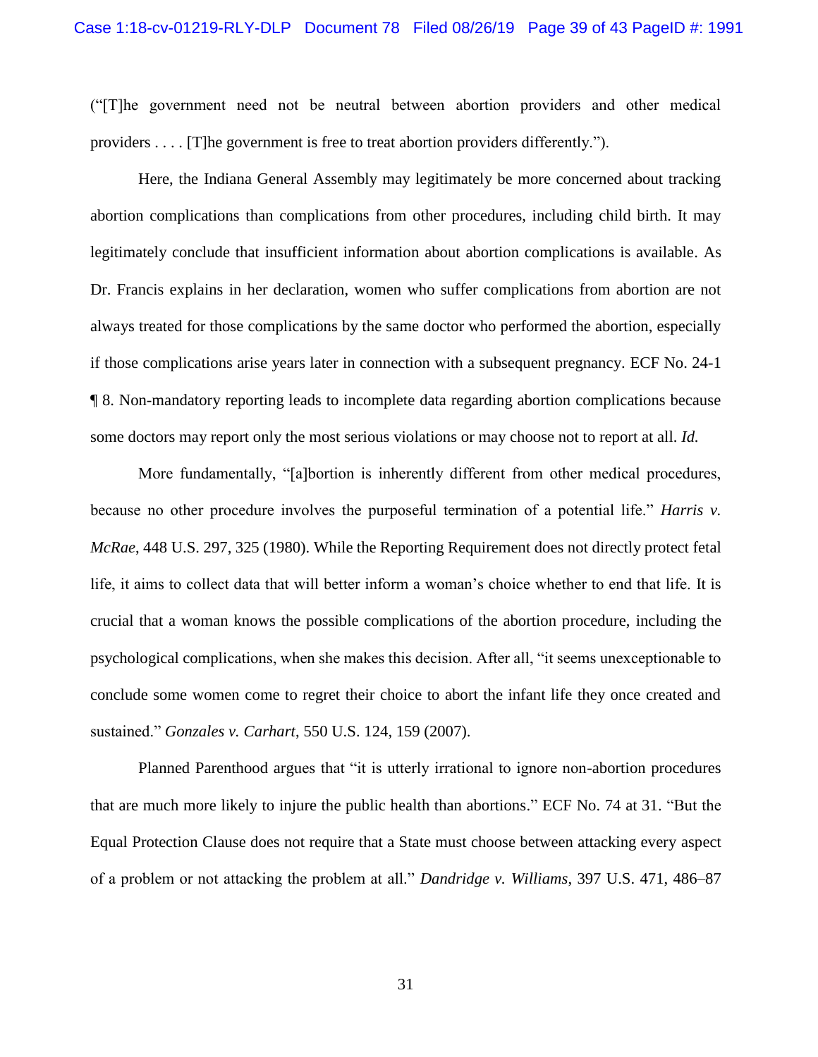("[T]he government need not be neutral between abortion providers and other medical providers . . . . [T]he government is free to treat abortion providers differently.").

Here, the Indiana General Assembly may legitimately be more concerned about tracking abortion complications than complications from other procedures, including child birth. It may legitimately conclude that insufficient information about abortion complications is available. As Dr. Francis explains in her declaration, women who suffer complications from abortion are not always treated for those complications by the same doctor who performed the abortion, especially if those complications arise years later in connection with a subsequent pregnancy. ECF No. 24-1 ¶ 8. Non-mandatory reporting leads to incomplete data regarding abortion complications because some doctors may report only the most serious violations or may choose not to report at all. *Id.*

More fundamentally, "[a]bortion is inherently different from other medical procedures, because no other procedure involves the purposeful termination of a potential life." *Harris v. McRae*, 448 U.S. 297, 325 (1980). While the Reporting Requirement does not directly protect fetal life, it aims to collect data that will better inform a woman's choice whether to end that life. It is crucial that a woman knows the possible complications of the abortion procedure, including the psychological complications, when she makes this decision. After all, "it seems unexceptionable to conclude some women come to regret their choice to abort the infant life they once created and sustained." *Gonzales v. Carhart*, 550 U.S. 124, 159 (2007).

Planned Parenthood argues that "it is utterly irrational to ignore non-abortion procedures that are much more likely to injure the public health than abortions." ECF No. 74 at 31. "But the Equal Protection Clause does not require that a State must choose between attacking every aspect of a problem or not attacking the problem at all." *Dandridge v. Williams*, 397 U.S. 471, 486–87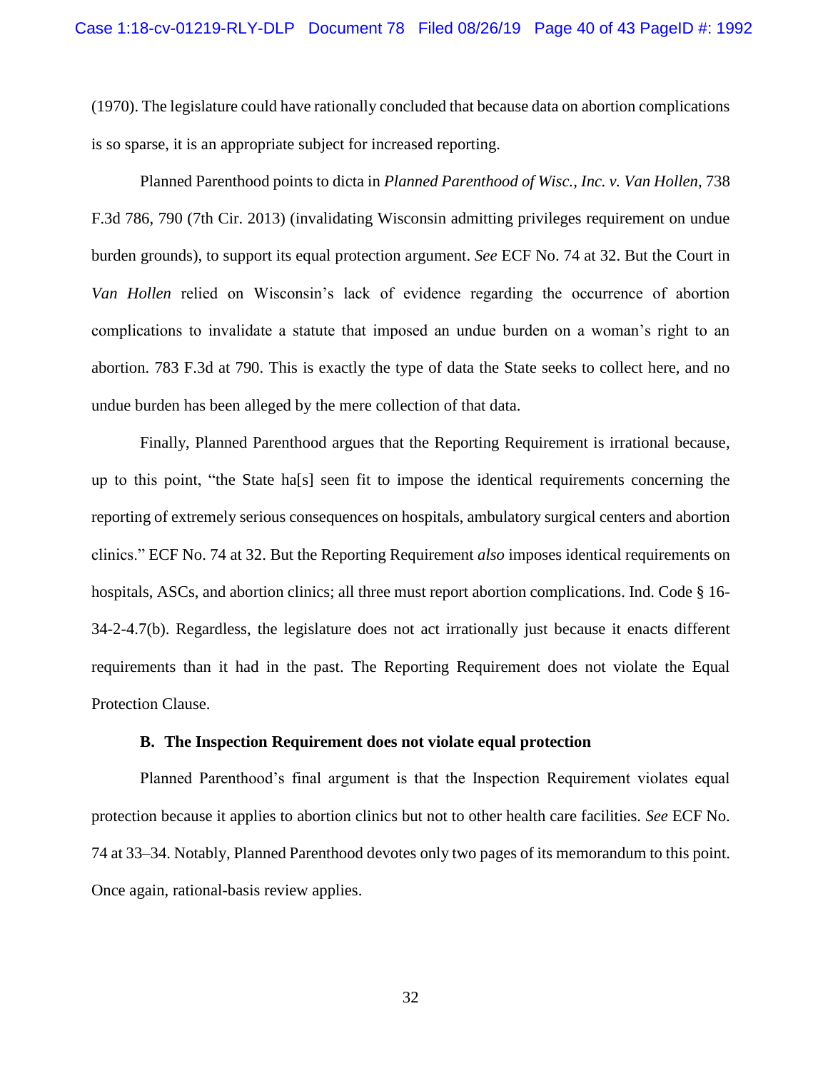(1970). The legislature could have rationally concluded that because data on abortion complications is so sparse, it is an appropriate subject for increased reporting.

Planned Parenthood points to dicta in *Planned Parenthood of Wisc., Inc. v. Van Hollen*, 738 F.3d 786, 790 (7th Cir. 2013) (invalidating Wisconsin admitting privileges requirement on undue burden grounds), to support its equal protection argument. *See* ECF No. 74 at 32. But the Court in *Van Hollen* relied on Wisconsin's lack of evidence regarding the occurrence of abortion complications to invalidate a statute that imposed an undue burden on a woman's right to an abortion. 783 F.3d at 790. This is exactly the type of data the State seeks to collect here, and no undue burden has been alleged by the mere collection of that data.

Finally, Planned Parenthood argues that the Reporting Requirement is irrational because, up to this point, "the State ha[s] seen fit to impose the identical requirements concerning the reporting of extremely serious consequences on hospitals, ambulatory surgical centers and abortion clinics." ECF No. 74 at 32. But the Reporting Requirement *also* imposes identical requirements on hospitals, ASCs, and abortion clinics; all three must report abortion complications. Ind. Code § 16-34-2-4.7(b). Regardless, the legislature does not act irrationally just because it enacts different requirements than it had in the past. The Reporting Requirement does not violate the Equal Protection Clause.

### B. The Inspection Requirement does not violate equal protection

Planned Parenthood's final argument is that the Inspection Requirement violates equal protection because it applies to abortion clinics but not to other health care facilities. *See* ECF No. 74 at 33–34. Notably, Planned Parenthood devotes only two pages of its memorandum to this point. Once again, rational-basis review applies.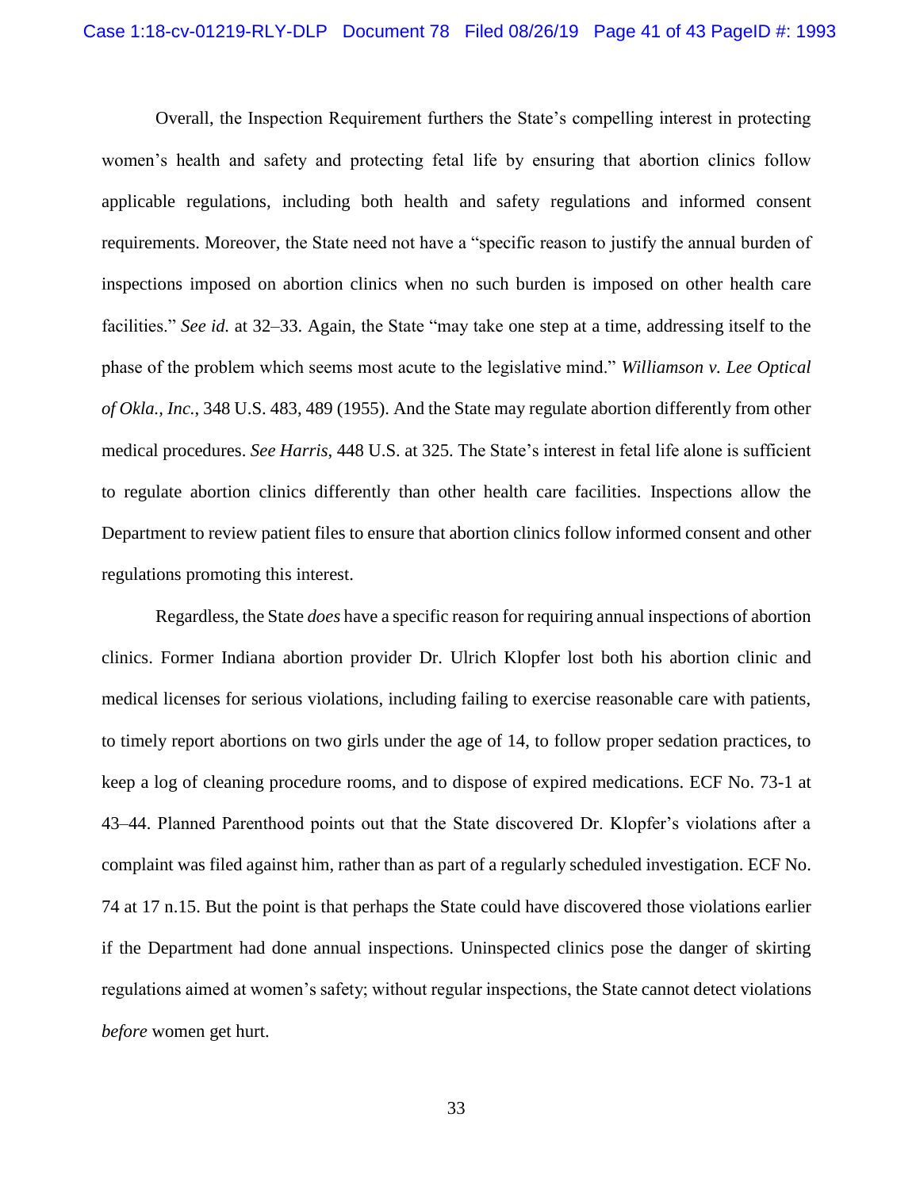Overall, the Inspection Requirement furthers the State's compelling interest in protecting women's health and safety and protecting fetal life by ensuring that abortion clinics follow applicable regulations, including both health and safety regulations and informed consent requirements. Moreover, the State need not have a "specific reason to justify the annual burden of inspections imposed on abortion clinics when no such burden is imposed on other health care facilities." *See id.* at 32–33. Again, the State "may take one step at a time, addressing itself to the phase of the problem which seems most acute to the legislative mind." *Williamson v. Lee Optical of Okla., Inc.*, 348 U.S. 483, 489 (1955). And the State may regulate abortion differently from other medical procedures. *See Harris*, 448 U.S. at 325. The State's interest in fetal life alone is sufficient to regulate abortion clinics differently than other health care facilities. Inspections allow the Department to review patient files to ensure that abortion clinics follow informed consent and other regulations promoting this interest.

Regardless, the State *does* have a specific reason for requiring annual inspections of abortion clinics. Former Indiana abortion provider Dr. Ulrich Klopfer lost both his abortion clinic and medical licenses for serious violations, including failing to exercise reasonable care with patients, to timely report abortions on two girls under the age of 14, to follow proper sedation practices, to keep a log of cleaning procedure rooms, and to dispose of expired medications. ECF No. 73-1 at 43–44. Planned Parenthood points out that the State discovered Dr. Klopfer's violations after a complaint was filed against him, rather than as part of a regularly scheduled investigation. ECF No. 74 at 17 n.15. But the point is that perhaps the State could have discovered those violations earlier if the Department had done annual inspections. Uninspected clinics pose the danger of skirting regulations aimed at women's safety; without regular inspections, the State cannot detect violations *before* women get hurt.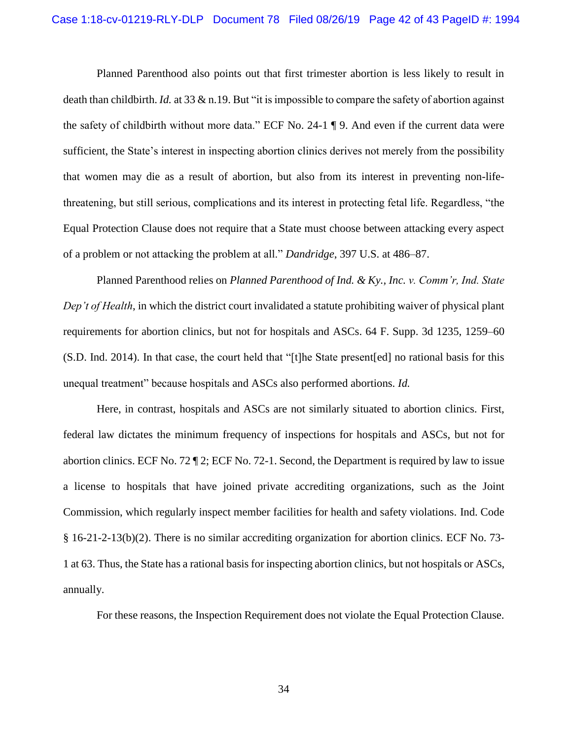Planned Parenthood also points out that first trimester abortion is less likely to result in death than childbirth. *Id.* at 33 & n.19. But "it is impossible to compare the safety of abortion against the safety of childbirth without more data." ECF No. 24-1 ¶ 9. And even if the current data were sufficient, the State's interest in inspecting abortion clinics derives not merely from the possibility that women may die as a result of abortion, but also from its interest in preventing non-life-threatening, but still serious, complications and its interest in protecting fetal life. Regardless, "the Equal Protection Clause does not require that a State must choose between attacking every aspect of a problem or not attacking the problem at all." *Dandridge*, 397 U.S. at 486–87.

Planned Parenthood relies on *Planned Parenthood of Ind. & Ky., Inc. v. Comm'r, Ind. State Dep't of Health*, in which the district court invalidated a statute prohibiting waiver of physical plant requirements for abortion clinics, but not for hospitals and ASCs. 64 F. Supp. 3d 1235, 1259–60 (S.D. Ind. 2014). In that case, the court held that "[t]he State present[ed] no rational basis for this unequal treatment" because hospitals and ASCs also performed abortions. *Id.*

Here, in contrast, hospitals and ASCs are not similarly situated to abortion clinics. First, federal law dictates the minimum frequency of inspections for hospitals and ASCs, but not for abortion clinics. ECF No. 72 ¶ 2; ECF No. 72-1. Second, the Department is required by law to issue a license to hospitals that have joined private accrediting organizations, such as the Joint Commission, which regularly inspect member facilities for health and safety violations. Ind. Code § 16-21-2-13(b)(2). There is no similar accrediting organization for abortion clinics. ECF No. 73-1 at 63. Thus, the State has a rational basis for inspecting abortion clinics, but not hospitals or ASCs, annually.

For these reasons, the Inspection Requirement does not violate the Equal Protection Clause.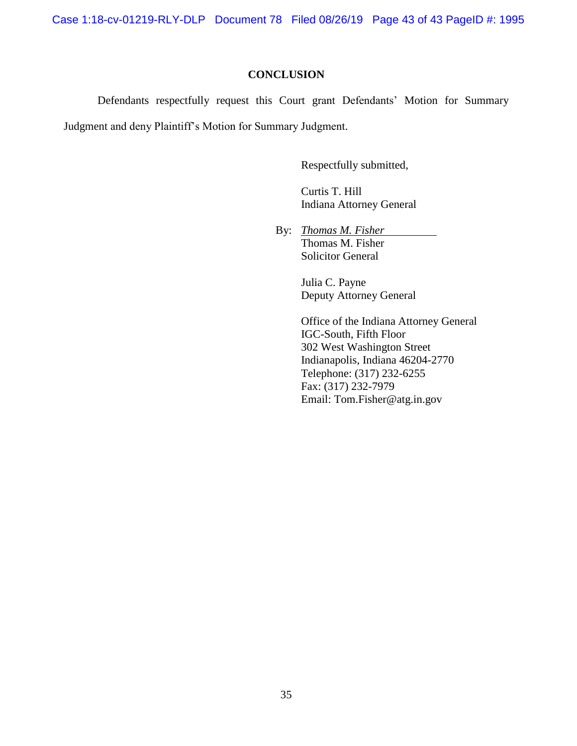## CONCLUSION

Defendants respectfully request this Court grant Defendants' Motion for Summary Judgment and deny Plaintiff's Motion for Summary Judgment.

Respectfully submitted,

Curtis T. Hill
Indiana Attorney General

By: *Thomas M. Fisher*
Thomas M. Fisher
Solicitor General

Julia C. Payne
Deputy Attorney General

Office of the Indiana Attorney General
IGC-South, Fifth Floor
302 West Washington Street
Indianapolis, Indiana 46204-2770
Telephone: (317) 232-6255
Fax: (317) 232-7979
Email: Tom.Fisher@atg.in.gov